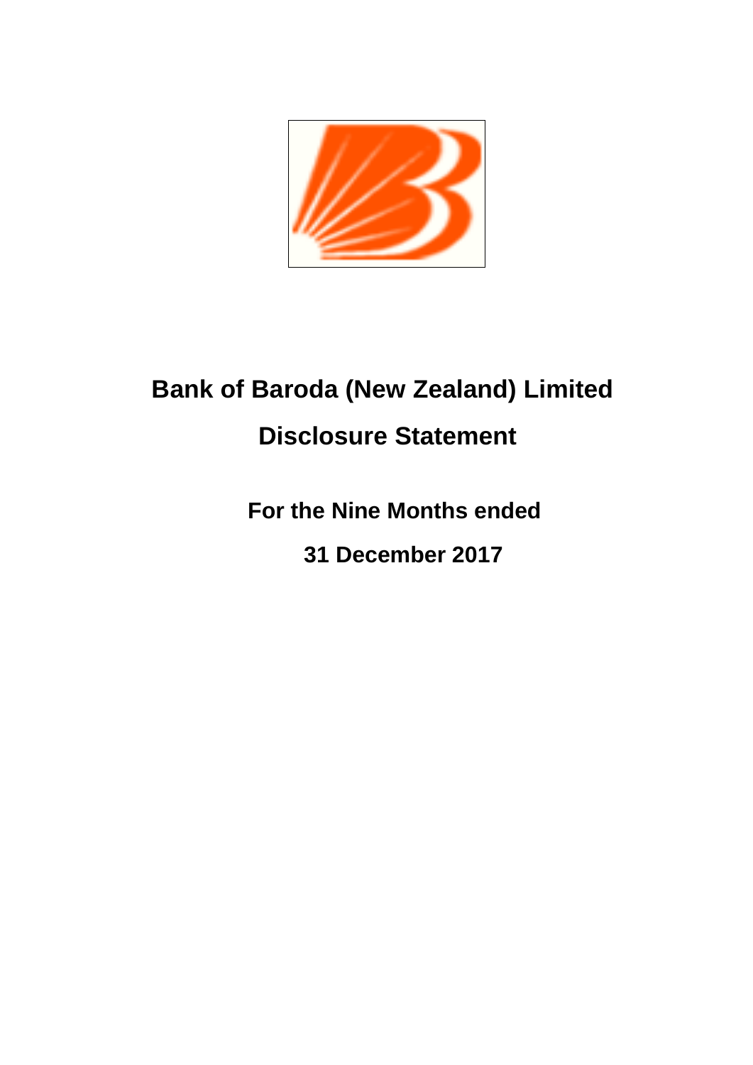# Bank of Baroda (New Zealand) Limited

# Disclosure Statement

## For the Nine Months ended

## 31 December 2017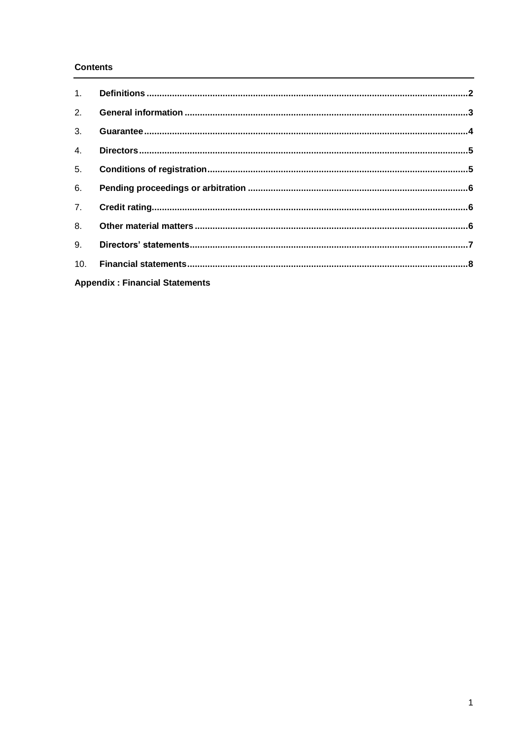**Contents**

| | | |
|---|---|---|
| 1. | **Definitions** | **2** |
| 2. | **General information** | **3** |
| 3. | **Guarantee** | **4** |
| 4. | **Directors** | **5** |
| 5. | **Conditions of registration** | **5** |
| 6. | **Pending proceedings or arbitration** | **6** |
| 7. | **Credit rating** | **6** |
| 8. | **Other material matters** | **6** |
| 9. | **Directors' statements** | **7** |
| 10. | **Financial statements** | **8** |

**Appendix : Financial Statements**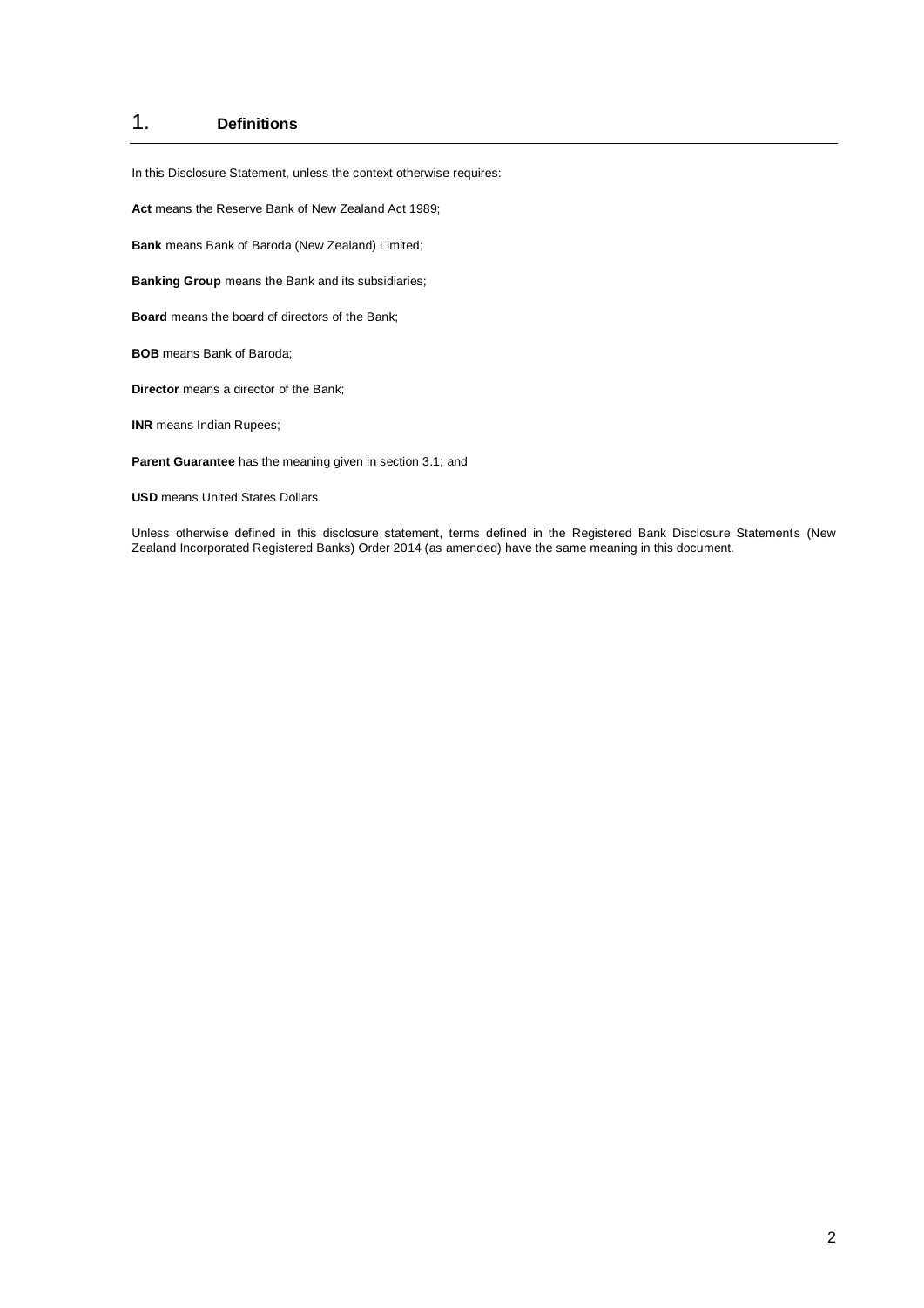# 1. Definitions

In this Disclosure Statement, unless the context otherwise requires:

**Act** means the Reserve Bank of New Zealand Act 1989;

**Bank** means Bank of Baroda (New Zealand) Limited;

**Banking Group** means the Bank and its subsidiaries;

**Board** means the board of directors of the Bank;

**BOB** means Bank of Baroda;

**Director** means a director of the Bank;

**INR** means Indian Rupees;

**Parent Guarantee** has the meaning given in section 3.1; and

**USD** means United States Dollars.

Unless otherwise defined in this disclosure statement, terms defined in the Registered Bank Disclosure Statements (New Zealand Incorporated Registered Banks) Order 2014 (as amended) have the same meaning in this document.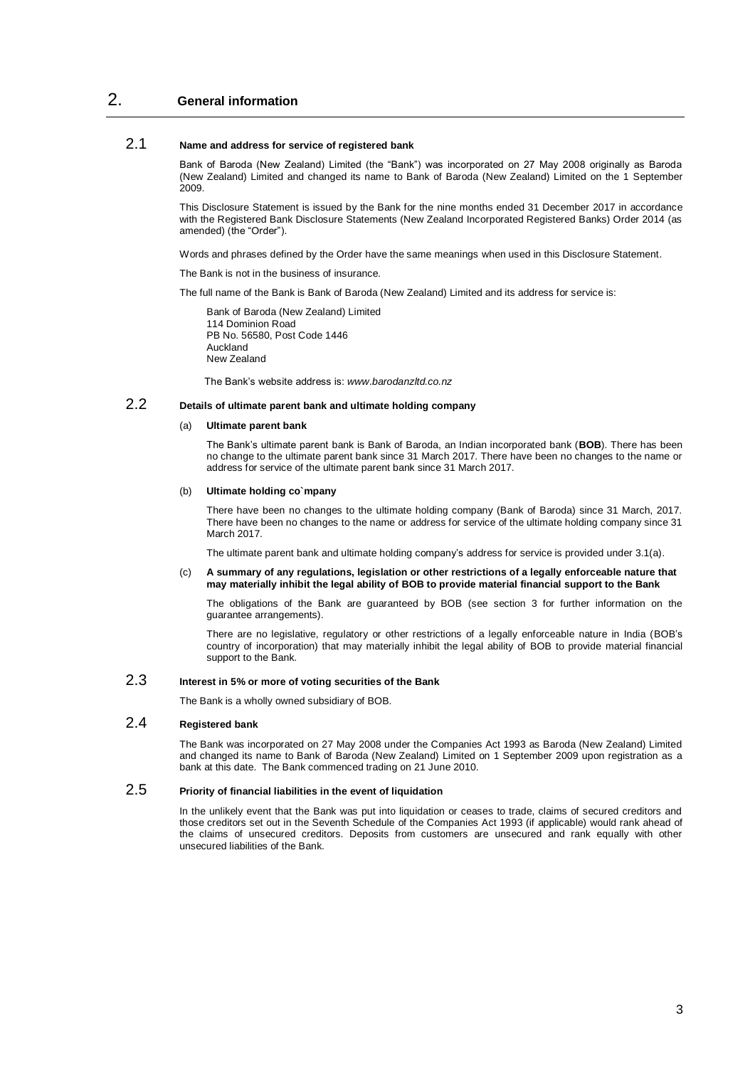# 2. General information

## 2.1 Name and address for service of registered bank

Bank of Baroda (New Zealand) Limited (the "Bank") was incorporated on 27 May 2008 originally as Baroda (New Zealand) Limited and changed its name to Bank of Baroda (New Zealand) Limited on the 1 September 2009.

This Disclosure Statement is issued by the Bank for the nine months ended 31 December 2017 in accordance with the Registered Bank Disclosure Statements (New Zealand Incorporated Registered Banks) Order 2014 (as amended) (the "Order").

Words and phrases defined by the Order have the same meanings when used in this Disclosure Statement.

The Bank is not in the business of insurance.

The full name of the Bank is Bank of Baroda (New Zealand) Limited and its address for service is:

Bank of Baroda (New Zealand) Limited
114 Dominion Road
PB No. 56580, Post Code 1446
Auckland
New Zealand

The Bank's website address is: *www.barodanzltd.co.nz*

## 2.2 Details of ultimate parent bank and ultimate holding company

### (a) Ultimate parent bank

The Bank's ultimate parent bank is Bank of Baroda, an Indian incorporated bank (**BOB**). There has been no change to the ultimate parent bank since 31 March 2017. There have been no changes to the name or address for service of the ultimate parent bank since 31 March 2017.

### (b) Ultimate holding co`mpany

There have been no changes to the ultimate holding company (Bank of Baroda) since 31 March, 2017. There have been no changes to the name or address for service of the ultimate holding company since 31 March 2017.

The ultimate parent bank and ultimate holding company's address for service is provided under 3.1(a).

### (c) A summary of any regulations, legislation or other restrictions of a legally enforceable nature that may materially inhibit the legal ability of BOB to provide material financial support to the Bank

The obligations of the Bank are guaranteed by BOB (see section 3 for further information on the guarantee arrangements).

There are no legislative, regulatory or other restrictions of a legally enforceable nature in India (BOB's country of incorporation) that may materially inhibit the legal ability of BOB to provide material financial support to the Bank.

## 2.3 Interest in 5% or more of voting securities of the Bank

The Bank is a wholly owned subsidiary of BOB.

## 2.4 Registered bank

The Bank was incorporated on 27 May 2008 under the Companies Act 1993 as Baroda (New Zealand) Limited and changed its name to Bank of Baroda (New Zealand) Limited on 1 September 2009 upon registration as a bank at this date. The Bank commenced trading on 21 June 2010.

## 2.5 Priority of financial liabilities in the event of liquidation

In the unlikely event that the Bank was put into liquidation or ceases to trade, claims of secured creditors and those creditors set out in the Seventh Schedule of the Companies Act 1993 (if applicable) would rank ahead of the claims of unsecured creditors. Deposits from customers are unsecured and rank equally with other unsecured liabilities of the Bank.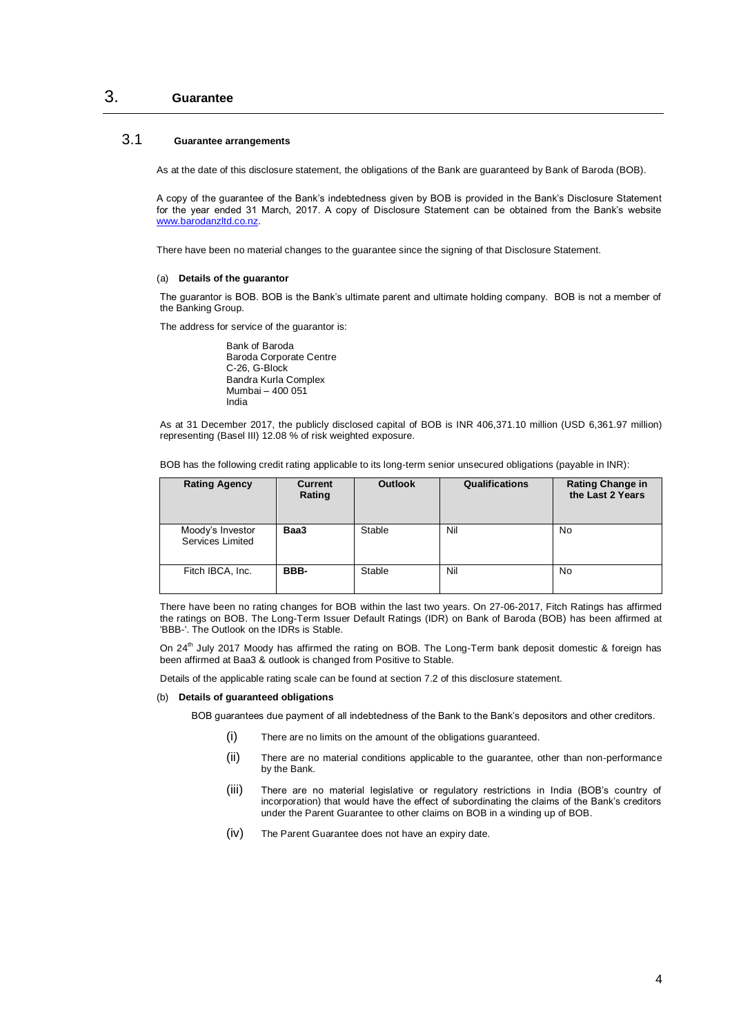# 3. Guarantee

## 3.1 Guarantee arrangements

As at the date of this disclosure statement, the obligations of the Bank are guaranteed by Bank of Baroda (BOB).

A copy of the guarantee of the Bank's indebtedness given by BOB is provided in the Bank's Disclosure Statement for the year ended 31 March, 2017. A copy of Disclosure Statement can be obtained from the Bank's website www.barodanzltd.co.nz.

There have been no material changes to the guarantee since the signing of that Disclosure Statement.

### (a) Details of the guarantor

The guarantor is BOB. BOB is the Bank's ultimate parent and ultimate holding company. BOB is not a member of the Banking Group.

The address for service of the guarantor is:

Bank of Baroda  
Baroda Corporate Centre  
C-26, G-Block  
Bandra Kurla Complex  
Mumbai – 400 051  
India

As at 31 December 2017, the publicly disclosed capital of BOB is INR 406,371.10 million (USD 6,361.97 million) representing (Basel III) 12.08 % of risk weighted exposure.

BOB has the following credit rating applicable to its long-term senior unsecured obligations (payable in INR):

| Rating Agency | Current Rating | Outlook | Qualifications | Rating Change in the Last 2 Years |
|---|---|---|---|---|
| Moody's Investor Services Limited | **Baa3** | Stable | Nil | No |
| Fitch IBCA, Inc. | **BBB-** | Stable | Nil | No |

There have been no rating changes for BOB within the last two years. On 27-06-2017, Fitch Ratings has affirmed the ratings on BOB. The Long-Term Issuer Default Ratings (IDR) on Bank of Baroda (BOB) has been affirmed at 'BBB-'. The Outlook on the IDRs is Stable.

On 24th July 2017 Moody has affirmed the rating on BOB. The Long-Term bank deposit domestic & foreign has been affirmed at Baa3 & outlook is changed from Positive to Stable.

Details of the applicable rating scale can be found at section 7.2 of this disclosure statement.

### (b) Details of guaranteed obligations

BOB guarantees due payment of all indebtedness of the Bank to the Bank's depositors and other creditors.

(i) There are no limits on the amount of the obligations guaranteed.

(ii) There are no material conditions applicable to the guarantee, other than non-performance by the Bank.

(iii) There are no material legislative or regulatory restrictions in India (BOB's country of incorporation) that would have the effect of subordinating the claims of the Bank's creditors under the Parent Guarantee to other claims on BOB in a winding up of BOB.

(iv) The Parent Guarantee does not have an expiry date.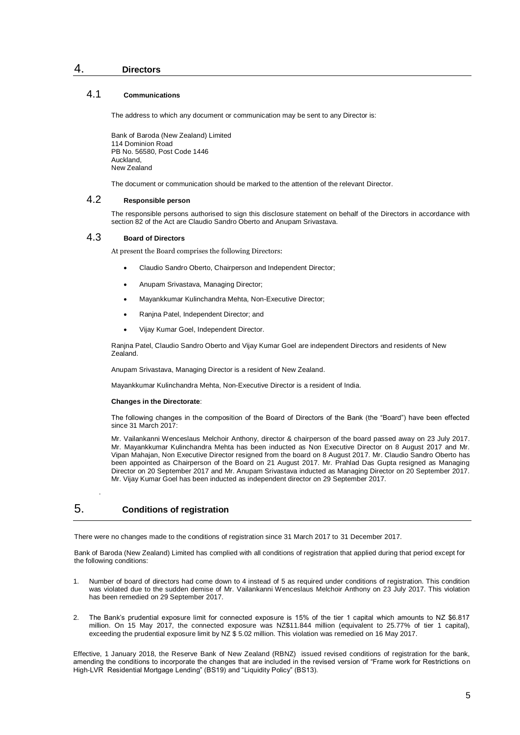# 4. Directors

## 4.1 Communications

The address to which any document or communication may be sent to any Director is:

Bank of Baroda (New Zealand) Limited
114 Dominion Road
PB No. 56580, Post Code 1446
Auckland,
New Zealand

The document or communication should be marked to the attention of the relevant Director.

## 4.2 Responsible person

The responsible persons authorised to sign this disclosure statement on behalf of the Directors in accordance with section 82 of the Act are Claudio Sandro Oberto and Anupam Srivastava.

## 4.3 Board of Directors

At present the Board comprises the following Directors:

- Claudio Sandro Oberto, Chairperson and Independent Director;
- Anupam Srivastava, Managing Director;
- Mayankkumar Kulinchandra Mehta, Non-Executive Director;
- Ranjna Patel, Independent Director; and
- Vijay Kumar Goel, Independent Director.

Ranjna Patel, Claudio Sandro Oberto and Vijay Kumar Goel are independent Directors and residents of New Zealand.

Anupam Srivastava, Managing Director is a resident of New Zealand.

Mayankkumar Kulinchandra Mehta, Non-Executive Director is a resident of India.

**Changes in the Directorate**:

The following changes in the composition of the Board of Directors of the Bank (the "Board") have been effected since 31 March 2017:

Mr. Vailankanni Wenceslaus Melchoir Anthony, director & chairperson of the board passed away on 23 July 2017. Mr. Mayankkumar Kulinchandra Mehta has been inducted as Non Executive Director on 8 August 2017 and Mr. Vipan Mahajan, Non Executive Director resigned from the board on 8 August 2017. Mr. Claudio Sandro Oberto has been appointed as Chairperson of the Board on 21 August 2017. Mr. Prahlad Das Gupta resigned as Managing Director on 20 September 2017 and Mr. Anupam Srivastava inducted as Managing Director on 20 September 2017. Mr. Vijay Kumar Goel has been inducted as independent director on 29 September 2017.

# 5. Conditions of registration

There were no changes made to the conditions of registration since 31 March 2017 to 31 December 2017.

Bank of Baroda (New Zealand) Limited has complied with all conditions of registration that applied during that period except for the following conditions:

1. Number of board of directors had come down to 4 instead of 5 as required under conditions of registration. This condition was violated due to the sudden demise of Mr. Vailankanni Wenceslaus Melchoir Anthony on 23 July 2017. This violation has been remedied on 29 September 2017.

2. The Bank's prudential exposure limit for connected exposure is 15% of the tier 1 capital which amounts to NZ $6.817 million. On 15 May 2017, the connected exposure was NZ$11.844 million (equivalent to 25.77% of tier 1 capital), exceeding the prudential exposure limit by NZ $ 5.02 million. This violation was remedied on 16 May 2017.

Effective, 1 January 2018, the Reserve Bank of New Zealand (RBNZ) issued revised conditions of registration for the bank, amending the conditions to incorporate the changes that are included in the revised version of "Frame work for Restrictions on High-LVR Residential Mortgage Lending" (BS19) and "Liquidity Policy" (BS13).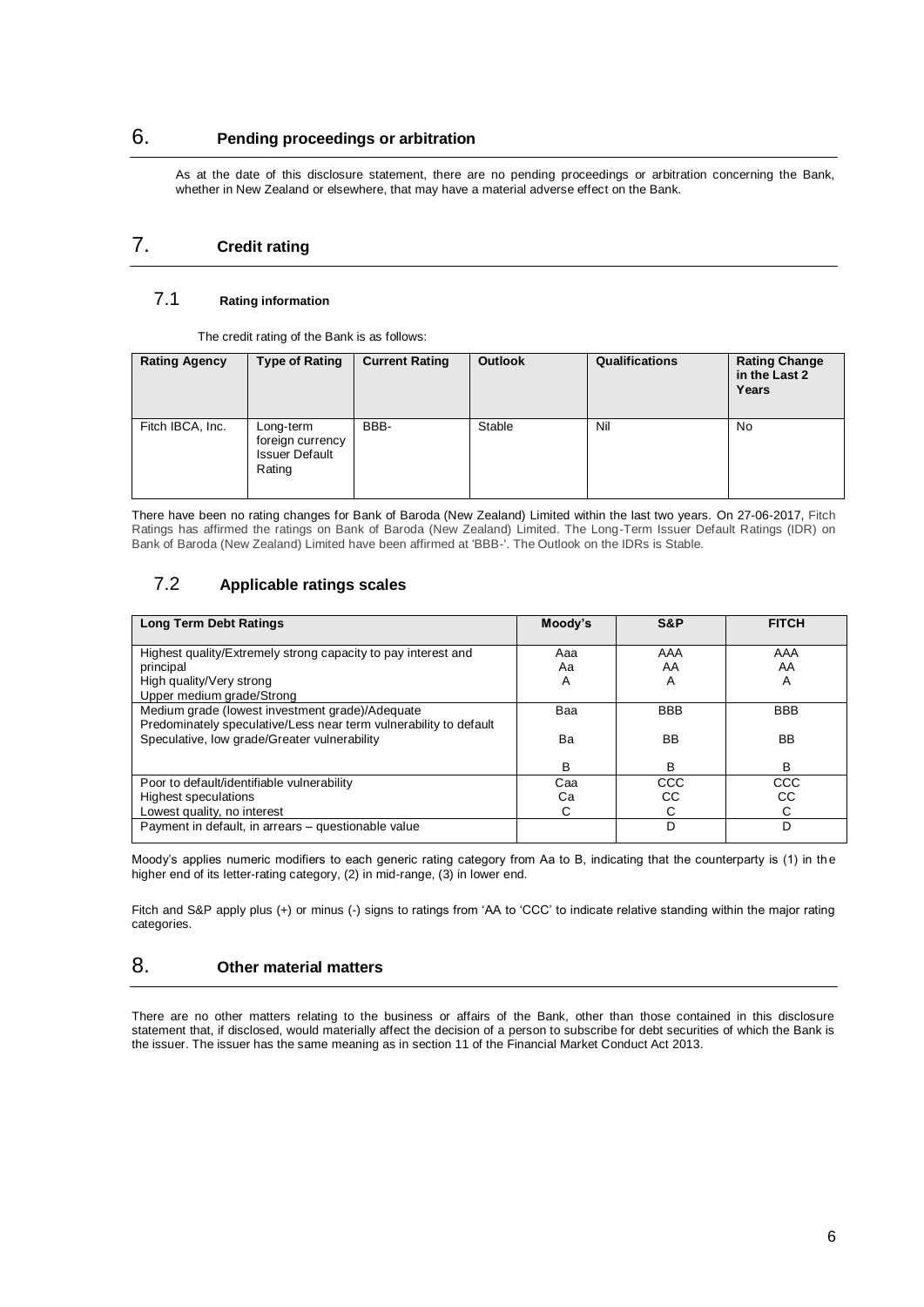## 6. Pending proceedings or arbitration

As at the date of this disclosure statement, there are no pending proceedings or arbitration concerning the Bank, whether in New Zealand or elsewhere, that may have a material adverse effect on the Bank.

## 7. Credit rating

### 7.1 Rating information

The credit rating of the Bank is as follows:

| Rating Agency | Type of Rating | Current Rating | Outlook | Qualifications | Rating Change in the Last 2 Years |
|---|---|---|---|---|---|
| Fitch IBCA, Inc. | Long-term foreign currency Issuer Default Rating | BBB- | Stable | Nil | No |

There have been no rating changes for Bank of Baroda (New Zealand) Limited within the last two years. On 27-06-2017, Fitch Ratings has affirmed the ratings on Bank of Baroda (New Zealand) Limited. The Long-Term Issuer Default Ratings (IDR) on Bank of Baroda (New Zealand) Limited have been affirmed at 'BBB-'. The Outlook on the IDRs is Stable.

### 7.2 Applicable ratings scales

| Long Term Debt Ratings | Moody's | S&P | FITCH |
|---|---|---|---|
| Highest quality/Extremely strong capacity to pay interest and principal | Aaa | AAA | AAA |
| High quality/Very strong | Aa | AA | AA |
| Upper medium grade/Strong | A | A | A |
| Medium grade (lowest investment grade)/Adequate | Baa | BBB | BBB |
| Predominately speculative/Less near term vulnerability to default | Ba | BB | BB |
| Speculative, low grade/Greater vulnerability | B | B | B |
| Poor to default/identifiable vulnerability | Caa | CCC | CCC |
| Highest speculations | Ca | CC | CC |
| Lowest quality, no interest | C | C | C |
| Payment in default, in arrears – questionable value | | D | D |

Moody's applies numeric modifiers to each generic rating category from Aa to B, indicating that the counterparty is (1) in the higher end of its letter-rating category, (2) in mid-range, (3) in lower end.

Fitch and S&P apply plus (+) or minus (-) signs to ratings from 'AA to 'CCC' to indicate relative standing within the major rating categories.

## 8. Other material matters

There are no other matters relating to the business or affairs of the Bank, other than those contained in this disclosure statement that, if disclosed, would materially affect the decision of a person to subscribe for debt securities of which the Bank is the issuer. The issuer has the same meaning as in section 11 of the Financial Market Conduct Act 2013.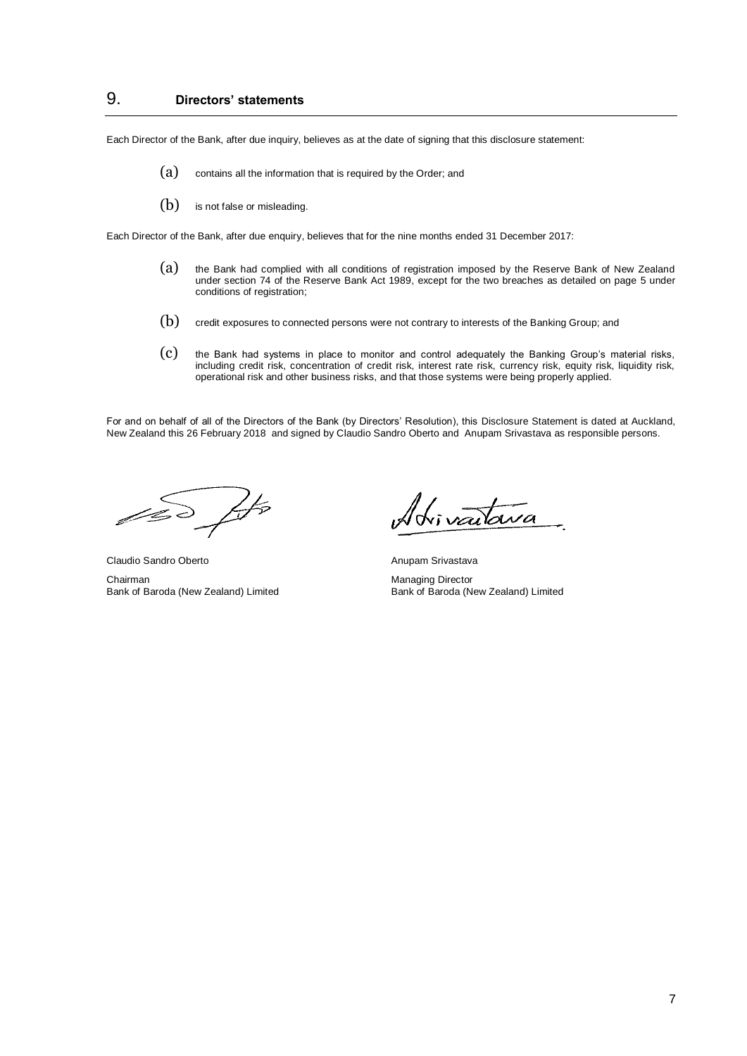# 9. Directors' statements

Each Director of the Bank, after due inquiry, believes as at the date of signing that this disclosure statement:

(a) contains all the information that is required by the Order; and

(b) is not false or misleading.

Each Director of the Bank, after due enquiry, believes that for the nine months ended 31 December 2017:

(a) the Bank had complied with all conditions of registration imposed by the Reserve Bank of New Zealand under section 74 of the Reserve Bank Act 1989, except for the two breaches as detailed on page 5 under conditions of registration;

(b) credit exposures to connected persons were not contrary to interests of the Banking Group; and

(c) the Bank had systems in place to monitor and control adequately the Banking Group's material risks, including credit risk, concentration of credit risk, interest rate risk, currency risk, equity risk, liquidity risk, operational risk and other business risks, and that those systems were being properly applied.

For and on behalf of all of the Directors of the Bank (by Directors' Resolution), this Disclosure Statement is dated at Auckland, New Zealand this 26 February 2018 and signed by Claudio Sandro Oberto and Anupam Srivastava as responsible persons.

Claudio Sandro Oberto
Chairman
Bank of Baroda (New Zealand) Limited

Anupam Srivastava
Managing Director
Bank of Baroda (New Zealand) Limited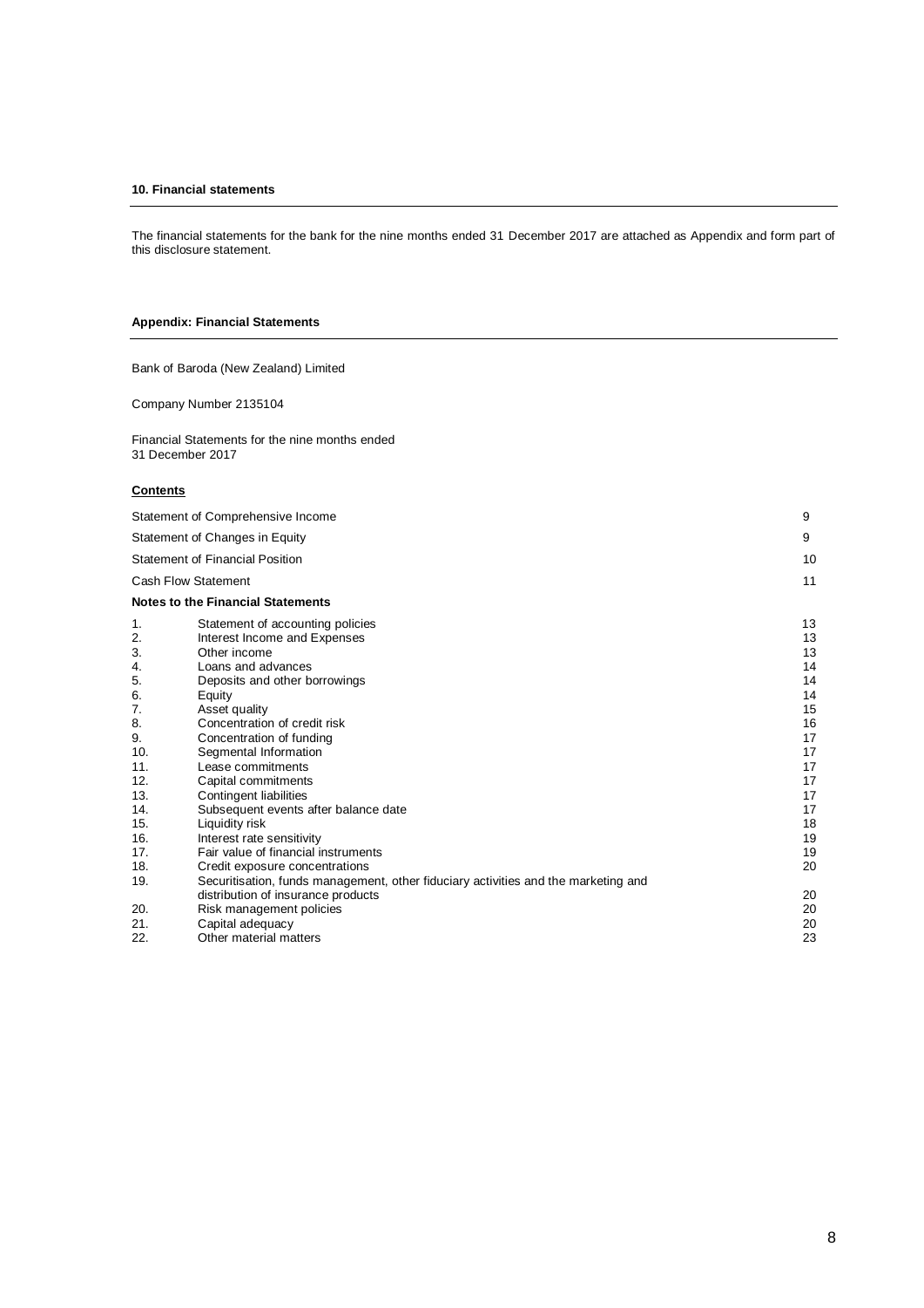### 10. Financial statements

The financial statements for the bank for the nine months ended 31 December 2017 are attached as Appendix and form part of this disclosure statement.

### Appendix: Financial Statements

Bank of Baroda (New Zealand) Limited

Company Number 2135104

Financial Statements for the nine months ended
31 December 2017

**Contents**

| | | |
|---|---|---|
| Statement of Comprehensive Income | | 9 |
| Statement of Changes in Equity | | 9 |
| Statement of Financial Position | | 10 |
| Cash Flow Statement | | 11 |
| **Notes to the Financial Statements** | | |
| 1. | Statement of accounting policies | 13 |
| 2. | Interest Income and Expenses | 13 |
| 3. | Other income | 13 |
| 4. | Loans and advances | 14 |
| 5. | Deposits and other borrowings | 14 |
| 6. | Equity | 14 |
| 7. | Asset quality | 15 |
| 8. | Concentration of credit risk | 16 |
| 9. | Concentration of funding | 17 |
| 10. | Segmental Information | 17 |
| 11. | Lease commitments | 17 |
| 12. | Capital commitments | 17 |
| 13. | Contingent liabilities | 17 |
| 14. | Subsequent events after balance date | 17 |
| 15. | Liquidity risk | 18 |
| 16. | Interest rate sensitivity | 19 |
| 17. | Fair value of financial instruments | 19 |
| 18. | Credit exposure concentrations | 20 |
| 19. | Securitisation, funds management, other fiduciary activities and the marketing and distribution of insurance products | 20 |
| 20. | Risk management policies | 20 |
| 21. | Capital adequacy | 20 |
| 22. | Other material matters | 23 |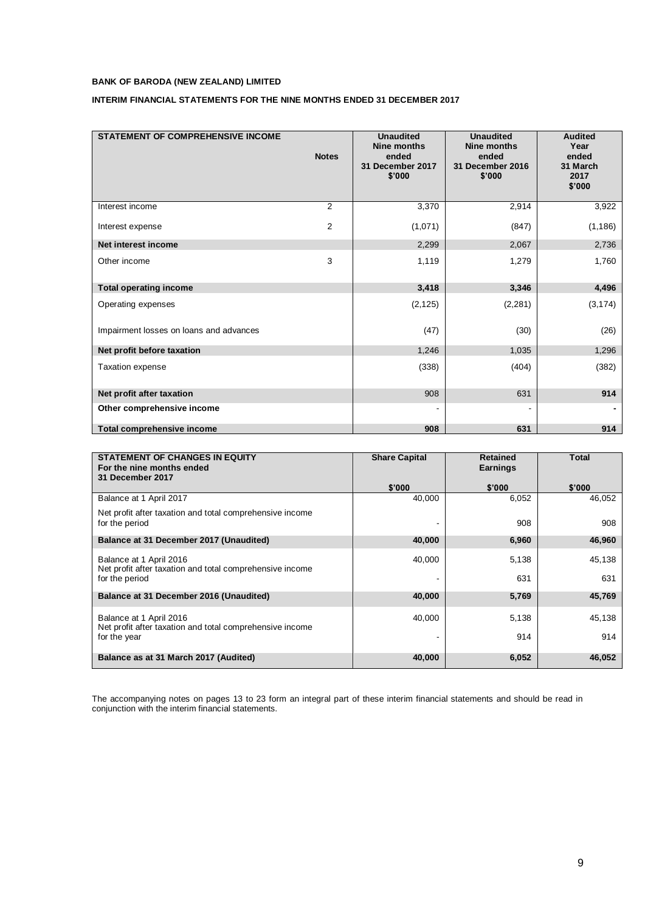**BANK OF BARODA (NEW ZEALAND) LIMITED**

**INTERIM FINANCIAL STATEMENTS FOR THE NINE MONTHS ENDED 31 DECEMBER 2017**

| **STATEMENT OF COMPREHENSIVE INCOME** | **Notes** | **Unaudited Nine months ended 31 December 2017 $'000** | **Unaudited Nine months ended 31 December 2016 $'000** | **Audited Year ended 31 March 2017 $'000** |
|---|---|---|---|---|
| Interest income | 2 | 3,370 | 2,914 | 3,922 |
| Interest expense | 2 | (1,071) | (847) | (1,186) |
| **Net interest income** | | 2,299 | 2,067 | 2,736 |
| Other income | 3 | 1,119 | 1,279 | 1,760 |
| **Total operating income** | | **3,418** | **3,346** | **4,496** |
| Operating expenses | | (2,125) | (2,281) | (3,174) |
| Impairment losses on loans and advances | | (47) | (30) | (26) |
| **Net profit before taxation** | | 1,246 | 1,035 | 1,296 |
| Taxation expense | | (338) | (404) | (382) |
| **Net profit after taxation** | | 908 | 631 | **914** |
| **Other comprehensive income** | | - | - | **-** |
| **Total comprehensive income** | | **908** | **631** | **914** |

| **STATEMENT OF CHANGES IN EQUITY For the nine months ended 31 December 2017** | **Share Capital** | **Retained Earnings** | **Total** |
|---|---|---|---|
| | **$'000** | **$'000** | **$'000** |
| Balance at 1 April 2017 | 40,000 | 6,052 | 46,052 |
| Net profit after taxation and total comprehensive income for the period | - | 908 | 908 |
| **Balance at 31 December 2017 (Unaudited)** | **40,000** | **6,960** | **46,960** |
| Balance at 1 April 2016 | 40,000 | 5,138 | 45,138 |
| Net profit after taxation and total comprehensive income for the period | - | 631 | 631 |
| **Balance at 31 December 2016 (Unaudited)** | **40,000** | **5,769** | **45,769** |
| Balance at 1 April 2016 | 40,000 | 5,138 | 45,138 |
| Net profit after taxation and total comprehensive income for the year | - | 914 | 914 |
| **Balance as at 31 March 2017 (Audited)** | **40,000** | **6,052** | **46,052** |

The accompanying notes on pages 13 to 23 form an integral part of these interim financial statements and should be read in conjunction with the interim financial statements.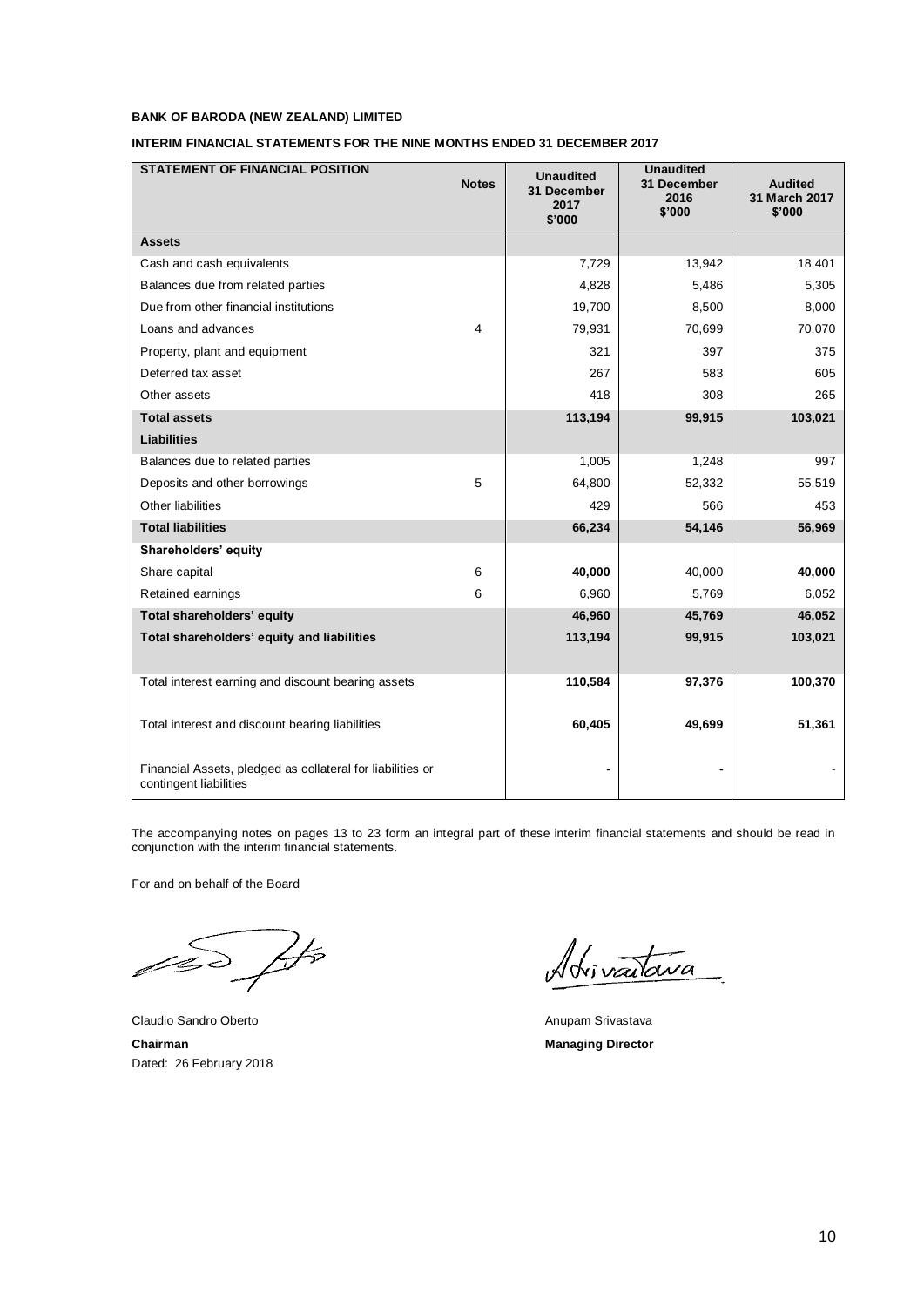**BANK OF BARODA (NEW ZEALAND) LIMITED**

**INTERIM FINANCIAL STATEMENTS FOR THE NINE MONTHS ENDED 31 DECEMBER 2017**

| STATEMENT OF FINANCIAL POSITION | Notes | Unaudited 31 December 2017 $'000 | Unaudited 31 December 2016 $'000 | Audited 31 March 2017 $'000 |
|---|---|---|---|---|
| **Assets** | | | | |
| Cash and cash equivalents | | 7,729 | 13,942 | 18,401 |
| Balances due from related parties | | 4,828 | 5,486 | 5,305 |
| Due from other financial institutions | | 19,700 | 8,500 | 8,000 |
| Loans and advances | 4 | 79,931 | 70,699 | 70,070 |
| Property, plant and equipment | | 321 | 397 | 375 |
| Deferred tax asset | | 267 | 583 | 605 |
| Other assets | | 418 | 308 | 265 |
| **Total assets** | | **113,194** | **99,915** | **103,021** |
| **Liabilities** | | | | |
| Balances due to related parties | | 1,005 | 1,248 | 997 |
| Deposits and other borrowings | 5 | 64,800 | 52,332 | 55,519 |
| Other liabilities | | 429 | 566 | 453 |
| **Total liabilities** | | **66,234** | **54,146** | **56,969** |
| **Shareholders' equity** | | | | |
| Share capital | 6 | **40,000** | 40,000 | **40,000** |
| Retained earnings | 6 | 6,960 | 5,769 | 6,052 |
| **Total shareholders' equity** | | **46,960** | **45,769** | **46,052** |
| **Total shareholders' equity and liabilities** | | **113,194** | **99,915** | **103,021** |
| Total interest earning and discount bearing assets | | **110,584** | **97,376** | **100,370** |
| Total interest and discount bearing liabilities | | **60,405** | **49,699** | **51,361** |
| Financial Assets, pledged as collateral for liabilities or contingent liabilities | | - | - | - |

The accompanying notes on pages 13 to 23 form an integral part of these interim financial statements and should be read in conjunction with the interim financial statements.

For and on behalf of the Board

Claudio Sandro Oberto
**Chairman**
Dated: 26 February 2018

Anupam Srivastava
**Managing Director**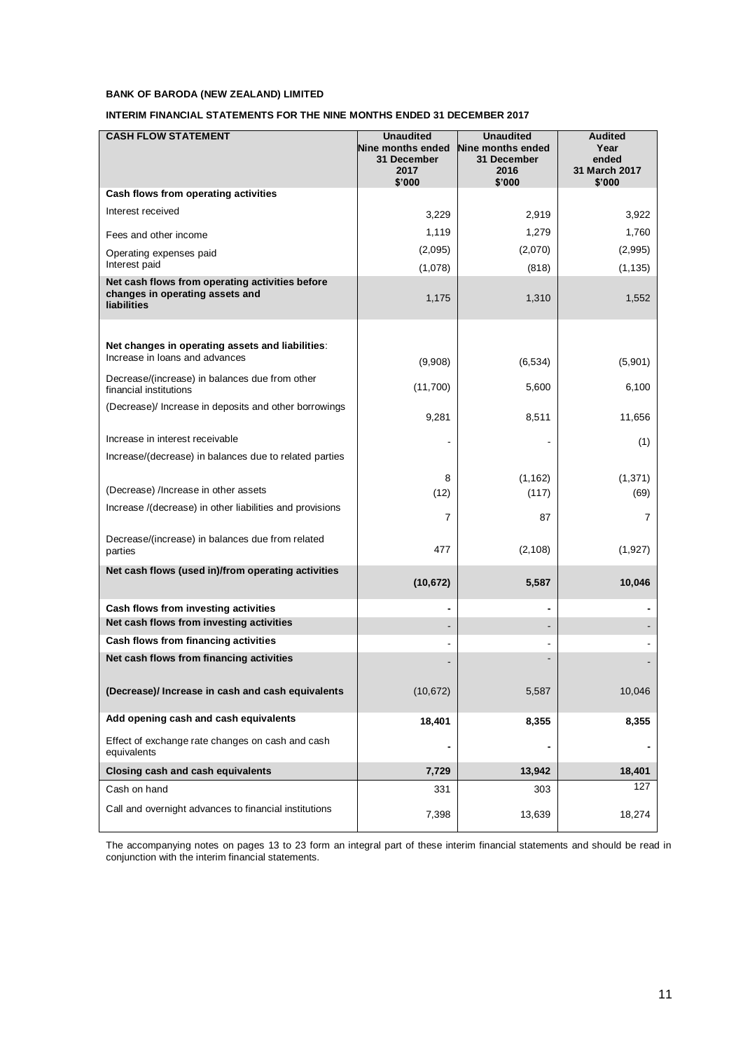**BANK OF BARODA (NEW ZEALAND) LIMITED**

**INTERIM FINANCIAL STATEMENTS FOR THE NINE MONTHS ENDED 31 DECEMBER 2017**

| **CASH FLOW STATEMENT** | **Unaudited Nine months ended 31 December 2017 $'000** | **Unaudited Nine months ended 31 December 2016 $'000** | **Audited Year ended 31 March 2017 $'000** |
|---|---|---|---|
| **Cash flows from operating activities** | | | |
| Interest received | 3,229 | 2,919 | 3,922 |
| Fees and other income | 1,119 | 1,279 | 1,760 |
| Operating expenses paid | (2,095) | (2,070) | (2,995) |
| Interest paid | (1,078) | (818) | (1,135) |
| **Net cash flows from operating activities before changes in operating assets and liabilities** | 1,175 | 1,310 | 1,552 |
| | | | |
| **Net changes in operating assets and liabilities**: | | | |
| Increase in loans and advances | (9,908) | (6,534) | (5,901) |
| Decrease/(increase) in balances due from other financial institutions | (11,700) | 5,600 | 6,100 |
| (Decrease)/ Increase in deposits and other borrowings | 9,281 | 8,511 | 11,656 |
| Increase in interest receivable | - | - | (1) |
| Increase/(decrease) in balances due to related parties | 8 | (1,162) | (1,371) |
| (Decrease) /Increase in other assets | (12) | (117) | (69) |
| Increase /(decrease) in other liabilities and provisions | 7 | 87 | 7 |
| Decrease/(increase) in balances due from related parties | 477 | (2,108) | (1,927) |
| **Net cash flows (used in)/from operating activities** | **(10,672)** | **5,587** | **10,046** |
| **Cash flows from investing activities** | **-** | **-** | **-** |
| **Net cash flows from investing activities** | - | - | - |
| **Cash flows from financing activities** | - | - | - |
| **Net cash flows from financing activities** | - | - | - |
| **(Decrease)/ Increase in cash and cash equivalents** | (10,672) | 5,587 | 10,046 |
| **Add opening cash and cash equivalents** | **18,401** | **8,355** | **8,355** |
| Effect of exchange rate changes on cash and cash equivalents | **-** | **-** | **-** |
| **Closing cash and cash equivalents** | **7,729** | **13,942** | **18,401** |
| Cash on hand | 331 | 303 | 127 |
| Call and overnight advances to financial institutions | 7,398 | 13,639 | 18,274 |

The accompanying notes on pages 13 to 23 form an integral part of these interim financial statements and should be read in conjunction with the interim financial statements.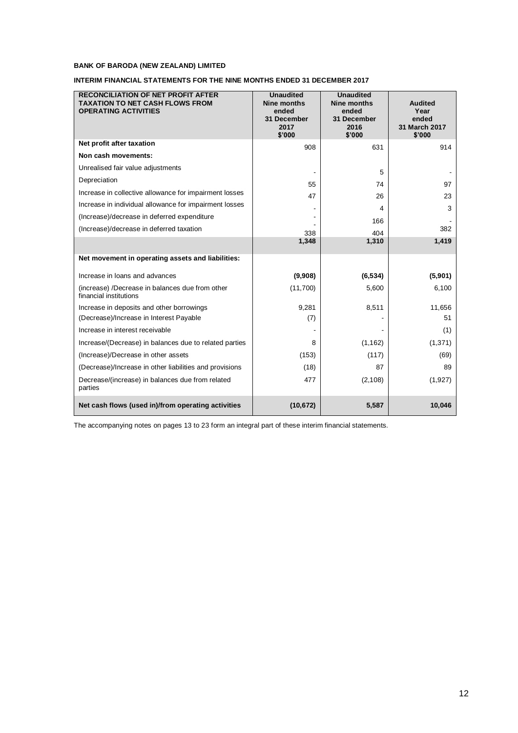**BANK OF BARODA (NEW ZEALAND) LIMITED**

**INTERIM FINANCIAL STATEMENTS FOR THE NINE MONTHS ENDED 31 DECEMBER 2017**

| RECONCILIATION OF NET PROFIT AFTER TAXATION TO NET CASH FLOWS FROM OPERATING ACTIVITIES | Unaudited Nine months ended 31 December 2017 $'000 | Unaudited Nine months ended 31 December 2016 $'000 | Audited Year ended 31 March 2017 $'000 |
|---|---|---|---|
| **Net profit after taxation** | 908 | 631 | 914 |
| **Non cash movements:** | | | |
| Unrealised fair value adjustments | - | 5 | - |
| Depreciation | 55 | 74 | 97 |
| Increase in collective allowance for impairment losses | 47 | 26 | 23 |
| Increase in individual allowance for impairment losses | - | 4 | 3 |
| (Increase)/decrease in deferred expenditure | - | 166 | - |
| (Increase)/decrease in deferred taxation | 338 | 404 | 382 |
| | **1,348** | **1,310** | **1,419** |
| **Net movement in operating assets and liabilities:** | | | |
| Increase in loans and advances | **(9,908)** | **(6,534)** | **(5,901)** |
| (increase) /Decrease in balances due from other financial institutions | (11,700) | 5,600 | 6,100 |
| Increase in deposits and other borrowings | 9,281 | 8,511 | 11,656 |
| (Decrease)/Increase in Interest Payable | (7) | - | 51 |
| Increase in interest receivable | - | - | (1) |
| Increase/(Decrease) in balances due to related parties | 8 | (1,162) | (1,371) |
| (Increase)/Decrease in other assets | (153) | (117) | (69) |
| (Decrease)/Increase in other liabilities and provisions | (18) | 87 | 89 |
| Decrease/(increase) in balances due from related parties | 477 | (2,108) | (1,927) |
| **Net cash flows (used in)/from operating activities** | **(10,672)** | **5,587** | **10,046** |

The accompanying notes on pages 13 to 23 form an integral part of these interim financial statements.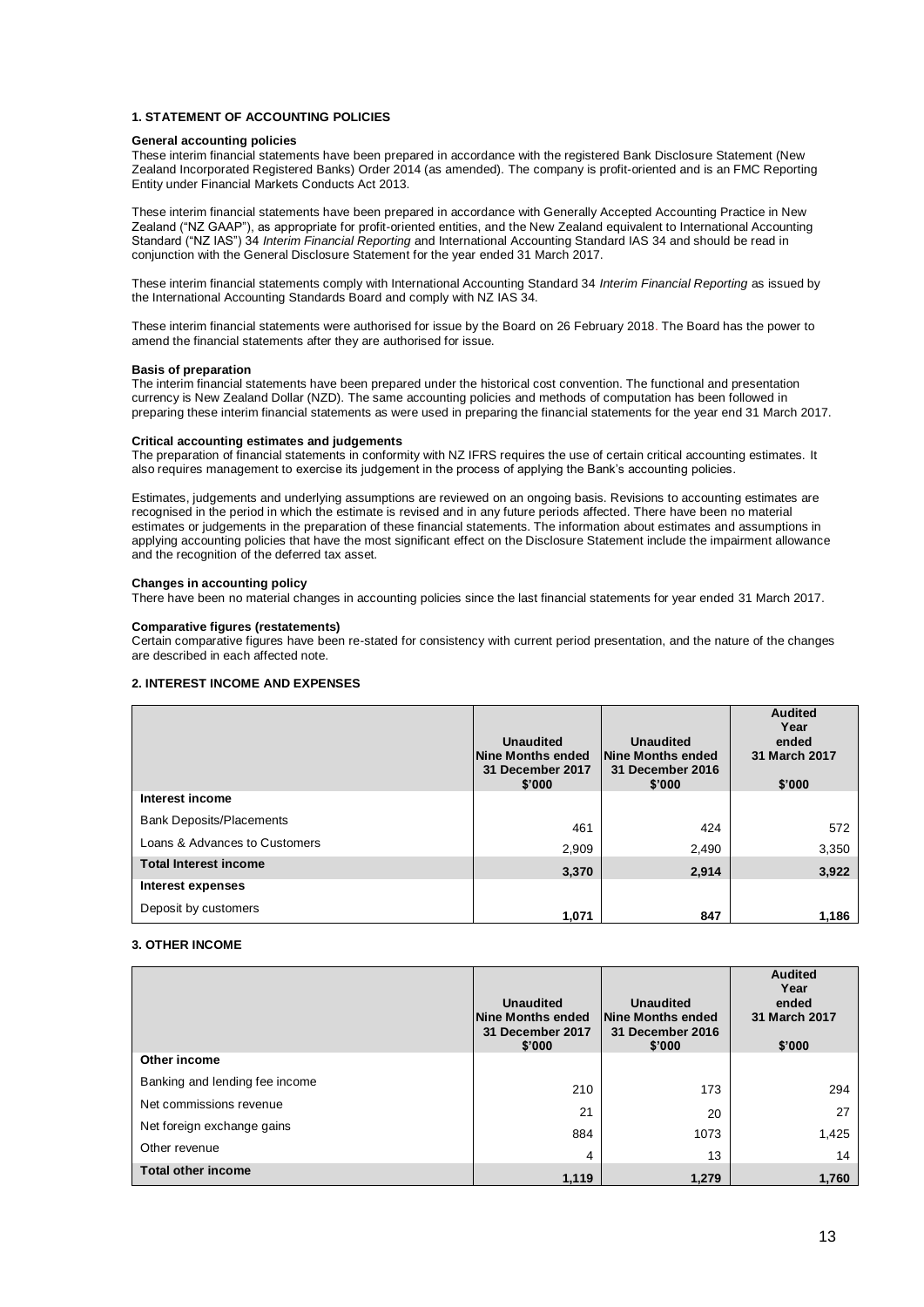## 1. STATEMENT OF ACCOUNTING POLICIES

**General accounting policies**

These interim financial statements have been prepared in accordance with the registered Bank Disclosure Statement (New Zealand Incorporated Registered Banks) Order 2014 (as amended). The company is profit-oriented and is an FMC Reporting Entity under Financial Markets Conducts Act 2013.

These interim financial statements have been prepared in accordance with Generally Accepted Accounting Practice in New Zealand ("NZ GAAP"), as appropriate for profit-oriented entities, and the New Zealand equivalent to International Accounting Standard ("NZ IAS") 34 *Interim Financial Reporting* and International Accounting Standard IAS 34 and should be read in conjunction with the General Disclosure Statement for the year ended 31 March 2017.

These interim financial statements comply with International Accounting Standard 34 *Interim Financial Reporting* as issued by the International Accounting Standards Board and comply with NZ IAS 34.

These interim financial statements were authorised for issue by the Board on 26 February 2018. The Board has the power to amend the financial statements after they are authorised for issue.

**Basis of preparation**

The interim financial statements have been prepared under the historical cost convention. The functional and presentation currency is New Zealand Dollar (NZD). The same accounting policies and methods of computation has been followed in preparing these interim financial statements as were used in preparing the financial statements for the year end 31 March 2017.

**Critical accounting estimates and judgements**

The preparation of financial statements in conformity with NZ IFRS requires the use of certain critical accounting estimates. It also requires management to exercise its judgement in the process of applying the Bank's accounting policies.

Estimates, judgements and underlying assumptions are reviewed on an ongoing basis. Revisions to accounting estimates are recognised in the period in which the estimate is revised and in any future periods affected. There have been no material estimates or judgements in the preparation of these financial statements. The information about estimates and assumptions in applying accounting policies that have the most significant effect on the Disclosure Statement include the impairment allowance and the recognition of the deferred tax asset.

**Changes in accounting policy**

There have been no material changes in accounting policies since the last financial statements for year ended 31 March 2017.

**Comparative figures (restatements)**

Certain comparative figures have been re-stated for consistency with current period presentation, and the nature of the changes are described in each affected note.

## 2. INTEREST INCOME AND EXPENSES

| | Unaudited Nine Months ended 31 December 2017 $'000 | Unaudited Nine Months ended 31 December 2016 $'000 | Audited Year ended 31 March 2017 $'000 |
|---|---|---|---|
| **Interest income** | | | |
| Bank Deposits/Placements | 461 | 424 | 572 |
| Loans & Advances to Customers | 2,909 | 2,490 | 3,350 |
| **Total Interest income** | **3,370** | **2,914** | **3,922** |
| **Interest expenses** | | | |
| Deposit by customers | **1,071** | **847** | **1,186** |

## 3. OTHER INCOME

| | Unaudited Nine Months ended 31 December 2017 $'000 | Unaudited Nine Months ended 31 December 2016 $'000 | Audited Year ended 31 March 2017 $'000 |
|---|---|---|---|
| **Other income** | | | |
| Banking and lending fee income | 210 | 173 | 294 |
| Net commissions revenue | 21 | 20 | 27 |
| Net foreign exchange gains | 884 | 1073 | 1,425 |
| Other revenue | 4 | 13 | 14 |
| **Total other income** | **1,119** | **1,279** | **1,760** |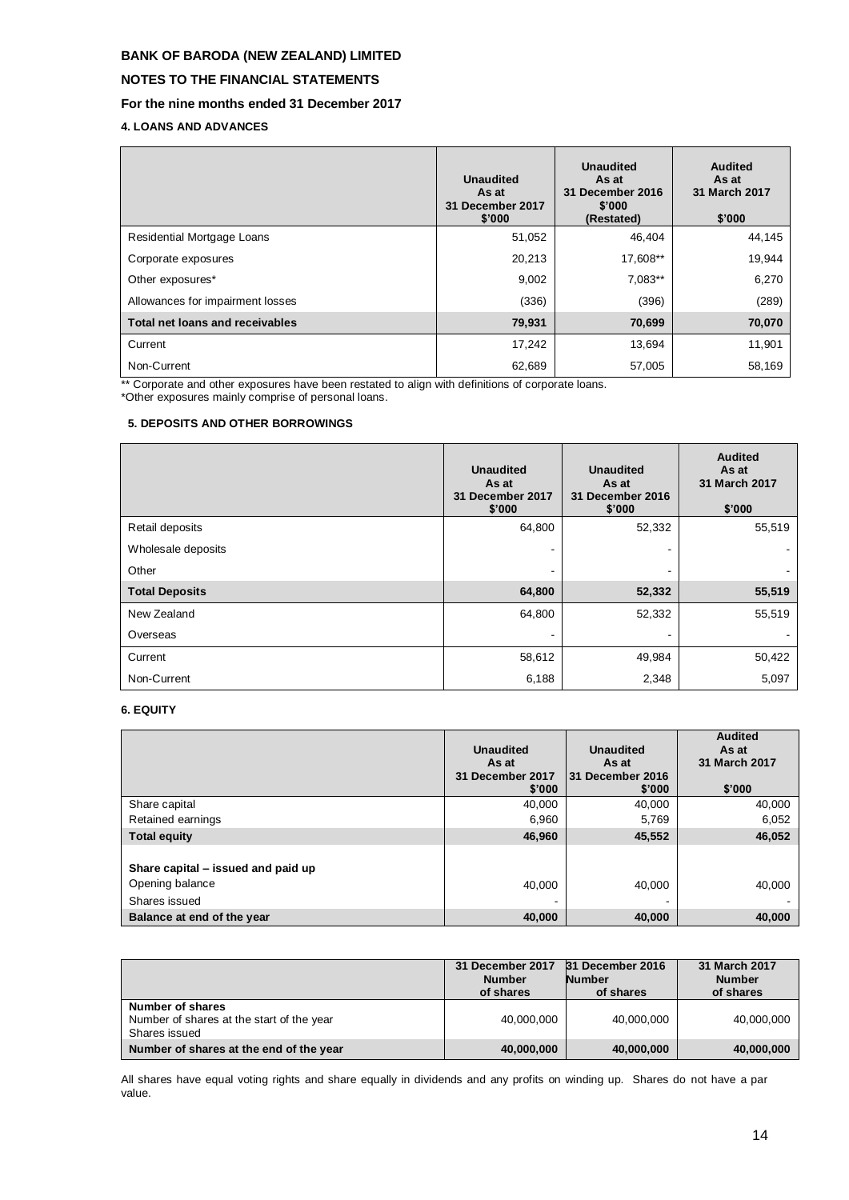**BANK OF BARODA (NEW ZEALAND) LIMITED**

**NOTES TO THE FINANCIAL STATEMENTS**

**For the nine months ended 31 December 2017**

#### 4. LOANS AND ADVANCES

| | Unaudited As at 31 December 2017 $'000 | Unaudited As at 31 December 2016 $'000 (Restated) | Audited As at 31 March 2017 $'000 |
|---|---|---|---|
| Residential Mortgage Loans | 51,052 | 46,404 | 44,145 |
| Corporate exposures | 20,213 | 17,608** | 19,944 |
| Other exposures* | 9,002 | 7,083** | 6,270 |
| Allowances for impairment losses | (336) | (396) | (289) |
| **Total net loans and receivables** | **79,931** | **70,699** | **70,070** |
| Current | 17,242 | 13,694 | 11,901 |
| Non-Current | 62,689 | 57,005 | 58,169 |

** Corporate and other exposures have been restated to align with definitions of corporate loans.
*Other exposures mainly comprise of personal loans.

#### 5. DEPOSITS AND OTHER BORROWINGS

| | Unaudited As at 31 December 2017 $'000 | Unaudited As at 31 December 2016 $'000 | Audited As at 31 March 2017 $'000 |
|---|---|---|---|
| Retail deposits | 64,800 | 52,332 | 55,519 |
| Wholesale deposits | - | - | - |
| Other | - | - | - |
| **Total Deposits** | **64,800** | **52,332** | **55,519** |
| New Zealand | 64,800 | 52,332 | 55,519 |
| Overseas | - | - | - |
| Current | 58,612 | 49,984 | 50,422 |
| Non-Current | 6,188 | 2,348 | 5,097 |

#### 6. EQUITY

| | Unaudited As at 31 December 2017 $'000 | Unaudited As at 31 December 2016 $'000 | Audited As at 31 March 2017 $'000 |
|---|---|---|---|
| Share capital | 40,000 | 40,000 | 40,000 |
| Retained earnings | 6,960 | 5,769 | 6,052 |
| **Total equity** | **46,960** | **45,552** | **46,052** |
| | | | |
| **Share capital – issued and paid up** | | | |
| Opening balance | 40,000 | 40,000 | 40,000 |
| Shares issued | - | - | - |
| **Balance at end of the year** | **40,000** | **40,000** | **40,000** |

| | 31 December 2017 Number of shares | 31 December 2016 Number of shares | 31 March 2017 Number of shares |
|---|---|---|---|
| **Number of shares** | | | |
| Number of shares at the start of the year | 40,000,000 | 40,000,000 | 40,000,000 |
| Shares issued | | | |
| **Number of shares at the end of the year** | **40,000,000** | **40,000,000** | **40,000,000** |

All shares have equal voting rights and share equally in dividends and any profits on winding up. Shares do not have a par value.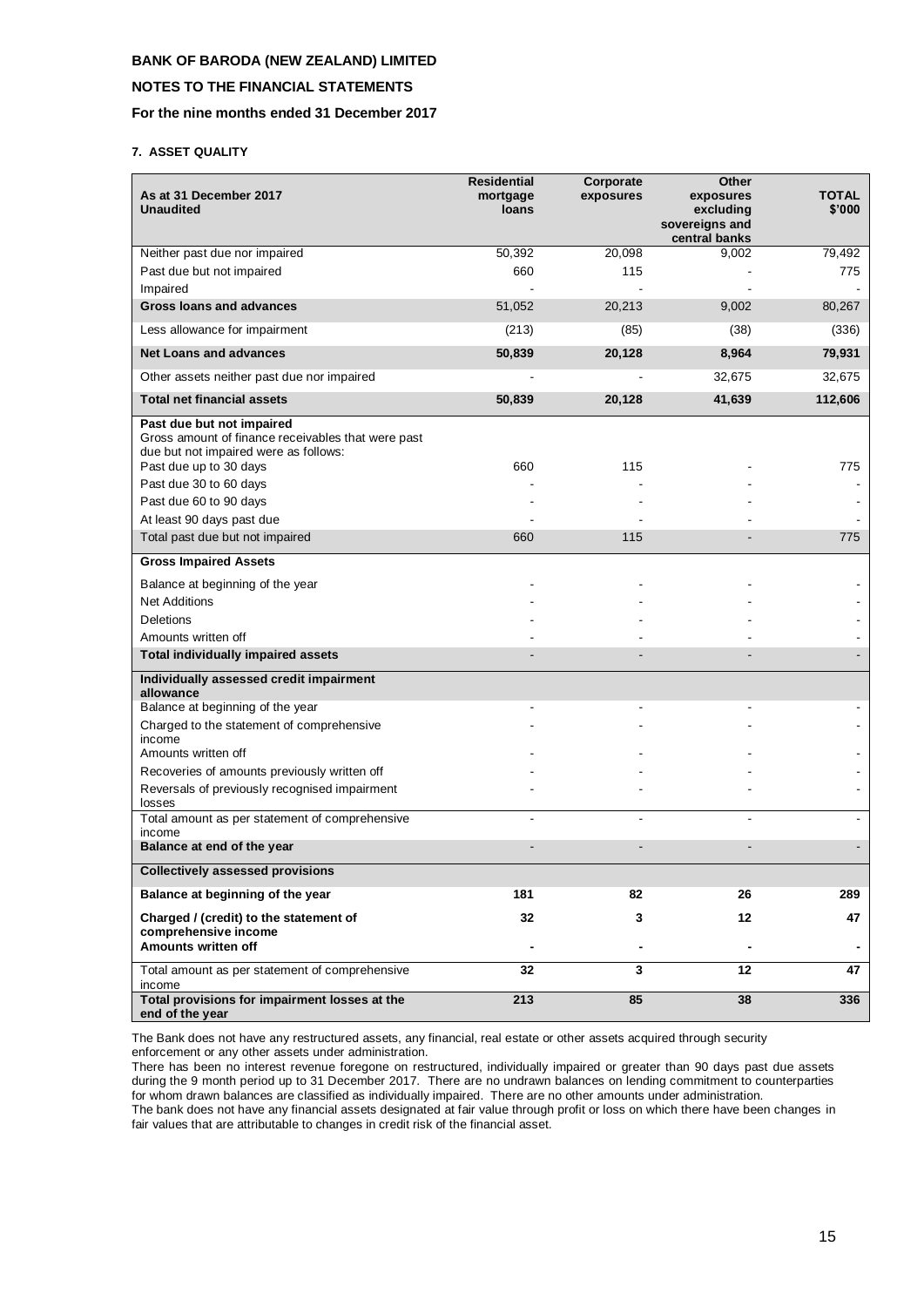**BANK OF BARODA (NEW ZEALAND) LIMITED**

**NOTES TO THE FINANCIAL STATEMENTS**

**For the nine months ended 31 December 2017**

#### 7. ASSET QUALITY

| As at 31 December 2017<br>Unaudited | Residential mortgage loans | Corporate exposures | Other exposures excluding sovereigns and central banks | TOTAL $'000 |
|---|---|---|---|---|
| Neither past due nor impaired | 50,392 | 20,098 | 9,002 | 79,492 |
| Past due but not impaired | 660 | 115 | - | 775 |
| Impaired | - | - | - | - |
| **Gross loans and advances** | 51,052 | 20,213 | 9,002 | 80,267 |
| Less allowance for impairment | (213) | (85) | (38) | (336) |
| **Net Loans and advances** | **50,839** | **20,128** | **8,964** | **79,931** |
| Other assets neither past due nor impaired | - | - | 32,675 | 32,675 |
| **Total net financial assets** | **50,839** | **20,128** | **41,639** | **112,606** |
| **Past due but not impaired**<br>Gross amount of finance receivables that were past due but not impaired were as follows: | | | | |
| Past due up to 30 days | 660 | 115 | - | 775 |
| Past due 30 to 60 days | - | - | - | - |
| Past due 60 to 90 days | - | - | - | - |
| At least 90 days past due | - | - | - | - |
| Total past due but not impaired | 660 | 115 | - | 775 |
| **Gross Impaired Assets** | | | | |
| Balance at beginning of the year | - | - | - | - |
| Net Additions | - | - | - | - |
| Deletions | - | - | - | - |
| Amounts written off | - | - | - | - |
| **Total individually impaired assets** | - | - | - | - |
| **Individually assessed credit impairment allowance** | | | | |
| Balance at beginning of the year | - | - | - | - |
| Charged to the statement of comprehensive income | - | - | - | - |
| Amounts written off | - | - | - | - |
| Recoveries of amounts previously written off | - | - | - | - |
| Reversals of previously recognised impairment losses | - | - | - | - |
| Total amount as per statement of comprehensive income | - | - | - | - |
| **Balance at end of the year** | - | - | - | - |
| **Collectively assessed provisions** | | | | |
| **Balance at beginning of the year** | **181** | **82** | **26** | **289** |
| **Charged / (credit) to the statement of comprehensive income** | **32** | **3** | **12** | **47** |
| **Amounts written off** | **-** | **-** | **-** | **-** |
| Total amount as per statement of comprehensive income | **32** | **3** | **12** | **47** |
| **Total provisions for impairment losses at the end of the year** | **213** | **85** | **38** | **336** |

The Bank does not have any restructured assets, any financial, real estate or other assets acquired through security enforcement or any other assets under administration.

There has been no interest revenue foregone on restructured, individually impaired or greater than 90 days past due assets during the 9 month period up to 31 December 2017. There are no undrawn balances on lending commitment to counterparties for whom drawn balances are classified as individually impaired. There are no other amounts under administration.

The bank does not have any financial assets designated at fair value through profit or loss on which there have been changes in fair values that are attributable to changes in credit risk of the financial asset.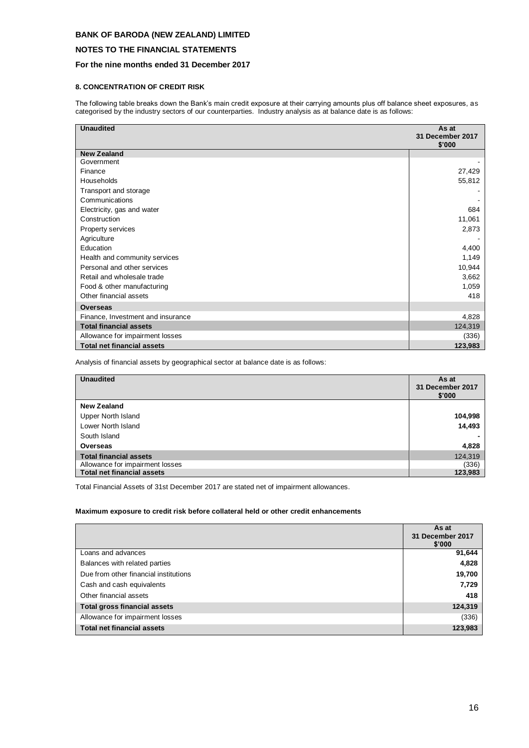**BANK OF BARODA (NEW ZEALAND) LIMITED**

**NOTES TO THE FINANCIAL STATEMENTS**

**For the nine months ended 31 December 2017**

### 8. CONCENTRATION OF CREDIT RISK

The following table breaks down the Bank's main credit exposure at their carrying amounts plus off balance sheet exposures, as categorised by the industry sectors of our counterparties. Industry analysis as at balance date is as follows:

| Unaudited | As at 31 December 2017 $'000 |
|---|---|
| **New Zealand** | |
| Government | - |
| Finance | 27,429 |
| Households | 55,812 |
| Transport and storage | - |
| Communications | - |
| Electricity, gas and water | 684 |
| Construction | 11,061 |
| Property services | 2,873 |
| Agriculture | - |
| Education | 4,400 |
| Health and community services | 1,149 |
| Personal and other services | 10,944 |
| Retail and wholesale trade | 3,662 |
| Food & other manufacturing | 1,059 |
| Other financial assets | 418 |
| **Overseas** | |
| Finance, Investment and insurance | 4,828 |
| **Total financial assets** | 124,319 |
| Allowance for impairment losses | (336) |
| **Total net financial assets** | **123,983** |

Analysis of financial assets by geographical sector at balance date is as follows:

| Unaudited | As at 31 December 2017 $'000 |
|---|---|
| **New Zealand** | |
| Upper North Island | **104,998** |
| Lower North Island | **14,493** |
| South Island | **-** |
| **Overseas** | **4,828** |
| **Total financial assets** | 124,319 |
| Allowance for impairment losses | (336) |
| **Total net financial assets** | 123,983 |

Total Financial Assets of 31st December 2017 are stated net of impairment allowances.

**Maximum exposure to credit risk before collateral held or other credit enhancements**

| | As at 31 December 2017 $'000 |
|---|---|
| Loans and advances | **91,644** |
| Balances with related parties | **4,828** |
| Due from other financial institutions | **19,700** |
| Cash and cash equivalents | **7,729** |
| Other financial assets | **418** |
| **Total gross financial assets** | **124,319** |
| Allowance for impairment losses | (336) |
| **Total net financial assets** | **123,983** |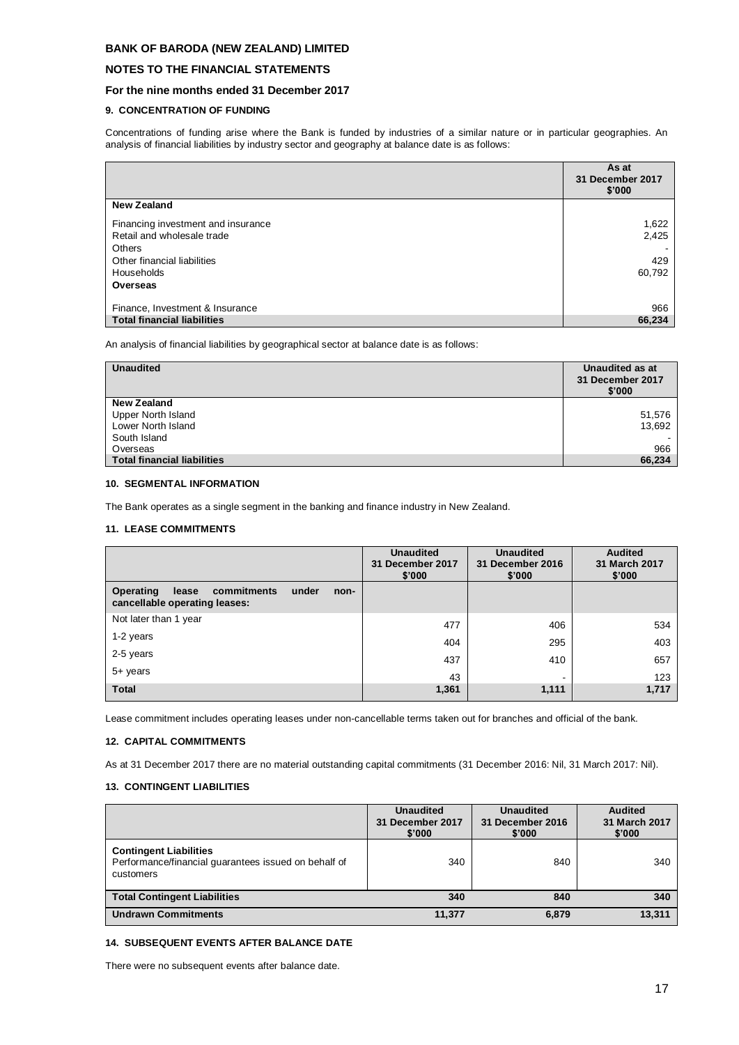**BANK OF BARODA (NEW ZEALAND) LIMITED**

**NOTES TO THE FINANCIAL STATEMENTS**

**For the nine months ended 31 December 2017**

### 9. CONCENTRATION OF FUNDING

Concentrations of funding arise where the Bank is funded by industries of a similar nature or in particular geographies. An analysis of financial liabilities by industry sector and geography at balance date is as follows:

| | As at 31 December 2017 $'000 |
|---|---|
| **New Zealand** | |
| Financing investment and insurance | 1,622 |
| Retail and wholesale trade | 2,425 |
| Others | - |
| Other financial liabilities | 429 |
| Households | 60,792 |
| **Overseas** | |
| Finance, Investment & Insurance | 966 |
| **Total financial liabilities** | **66,234** |

An analysis of financial liabilities by geographical sector at balance date is as follows:

| Unaudited | Unaudited as at 31 December 2017 $'000 |
|---|---|
| **New Zealand** | |
| Upper North Island | 51,576 |
| Lower North Island | 13,692 |
| South Island | - |
| Overseas | 966 |
| **Total financial liabilities** | **66,234** |

### 10. SEGMENTAL INFORMATION

The Bank operates as a single segment in the banking and finance industry in New Zealand.

### 11. LEASE COMMITMENTS

| | Unaudited 31 December 2017 $'000 | Unaudited 31 December 2016 $'000 | Audited 31 March 2017 $'000 |
|---|---|---|---|
| **Operating lease commitments under non-cancellable operating leases:** | | | |
| Not later than 1 year | 477 | 406 | 534 |
| 1-2 years | 404 | 295 | 403 |
| 2-5 years | 437 | 410 | 657 |
| 5+ years | 43 | - | 123 |
| **Total** | **1,361** | **1,111** | **1,717** |

Lease commitment includes operating leases under non-cancellable terms taken out for branches and official of the bank.

### 12. CAPITAL COMMITMENTS

As at 31 December 2017 there are no material outstanding capital commitments (31 December 2016: Nil, 31 March 2017: Nil).

### 13. CONTINGENT LIABILITIES

| | Unaudited 31 December 2017 $'000 | Unaudited 31 December 2016 $'000 | Audited 31 March 2017 $'000 |
|---|---|---|---|
| **Contingent Liabilities** Performance/financial guarantees issued on behalf of customers | 340 | 840 | 340 |
| **Total Contingent Liabilities** | **340** | **840** | **340** |
| **Undrawn Commitments** | **11,377** | **6,879** | **13,311** |

### 14. SUBSEQUENT EVENTS AFTER BALANCE DATE

There were no subsequent events after balance date.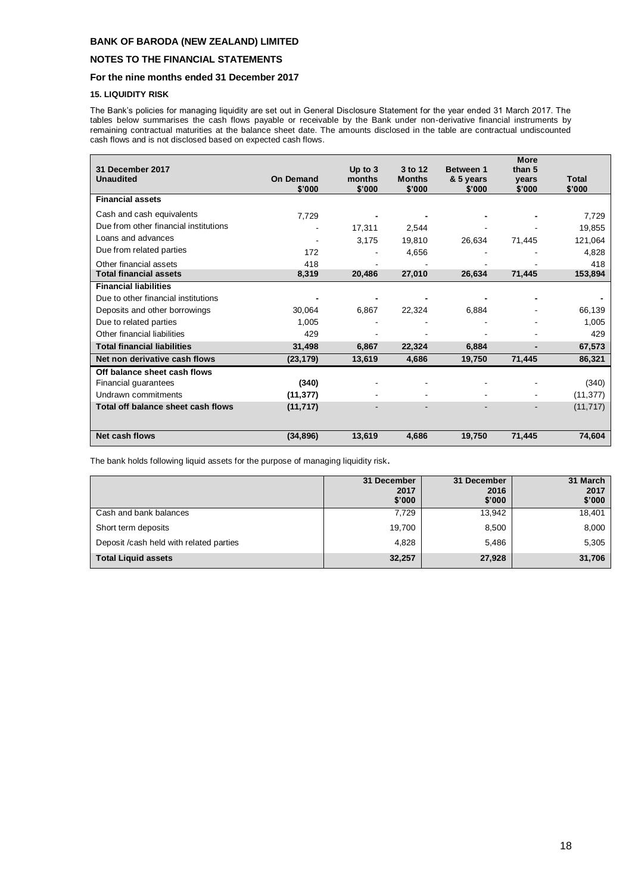**BANK OF BARODA (NEW ZEALAND) LIMITED**

**NOTES TO THE FINANCIAL STATEMENTS**

**For the nine months ended 31 December 2017**

**15. LIQUIDITY RISK**

The Bank's policies for managing liquidity are set out in General Disclosure Statement for the year ended 31 March 2017. The tables below summarises the cash flows payable or receivable by the Bank under non-derivative financial instruments by remaining contractual maturities at the balance sheet date. The amounts disclosed in the table are contractual undiscounted cash flows and is not disclosed based on expected cash flows.

| 31 December 2017 Unaudited | On Demand $'000 | Up to 3 months $'000 | 3 to 12 Months $'000 | Between 1 & 5 years $'000 | More than 5 years $'000 | Total $'000 |
|---|---|---|---|---|---|---|
| **Financial assets** | | | | | | |
| Cash and cash equivalents | 7,729 | - | - | - | - | 7,729 |
| Due from other financial institutions | - | 17,311 | 2,544 | - | - | 19,855 |
| Loans and advances | - | 3,175 | 19,810 | 26,634 | 71,445 | 121,064 |
| Due from related parties | 172 | - | 4,656 | - | - | 4,828 |
| Other financial assets | 418 | - | - | - | - | 418 |
| **Total financial assets** | **8,319** | **20,486** | **27,010** | **26,634** | **71,445** | **153,894** |
| **Financial liabilities** | | | | | | |
| Due to other financial institutions | - | - | - | - | - | - |
| Deposits and other borrowings | 30,064 | 6,867 | 22,324 | 6,884 | - | 66,139 |
| Due to related parties | 1,005 | - | - | - | - | 1,005 |
| Other financial liabilities | 429 | - | - | - | - | 429 |
| **Total financial liabilities** | **31,498** | **6,867** | **22,324** | **6,884** | **-** | **67,573** |
| **Net non derivative cash flows** | **(23,179)** | **13,619** | **4,686** | **19,750** | **71,445** | **86,321** |
| **Off balance sheet cash flows** | | | | | | |
| Financial guarantees | **(340)** | - | - | - | - | (340) |
| Undrawn commitments | **(11,377)** | - | - | - | - | (11,377) |
| **Total off balance sheet cash flows** | **(11,717)** | - | - | - | - | (11,717) |
| **Net cash flows** | **(34,896)** | **13,619** | **4,686** | **19,750** | **71,445** | **74,604** |

The bank holds following liquid assets for the purpose of managing liquidity risk.

| | 31 December 2017 $'000 | 31 December 2016 $'000 | 31 March 2017 $'000 |
|---|---|---|---|
| Cash and bank balances | 7,729 | 13,942 | 18,401 |
| Short term deposits | 19,700 | 8,500 | 8,000 |
| Deposit /cash held with related parties | 4,828 | 5,486 | 5,305 |
| **Total Liquid assets** | **32,257** | **27,928** | **31,706** |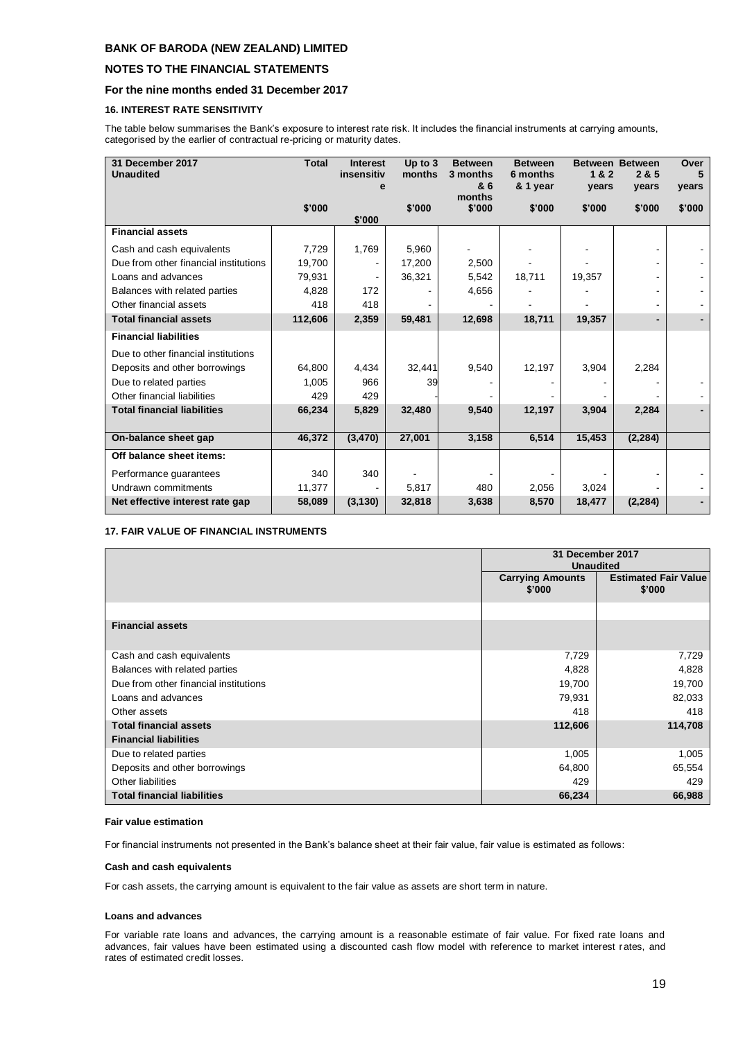**BANK OF BARODA (NEW ZEALAND) LIMITED**

**NOTES TO THE FINANCIAL STATEMENTS**

**For the nine months ended 31 December 2017**

### 16. INTEREST RATE SENSITIVITY

The table below summarises the Bank's exposure to interest rate risk. It includes the financial instruments at carrying amounts, categorised by the earlier of contractual re-pricing or maturity dates.

| 31 December 2017 Unaudited | Total | Interest insensitive | Up to 3 months | Between 3 months & 6 months | Between 6 months & 1 year | Between 1 & 2 years | Between 2 & 5 years | Over 5 years |
|---|---|---|---|---|---|---|---|---|
| | $'000 | $'000 | $'000 | $'000 | $'000 | $'000 | $'000 | $'000 |
| **Financial assets** | | | | | | | | |
| Cash and cash equivalents | 7,729 | 1,769 | 5,960 | - | - | - | - | - |
| Due from other financial institutions | 19,700 | - | 17,200 | 2,500 | - | - | - | - |
| Loans and advances | 79,931 | - | 36,321 | 5,542 | 18,711 | 19,357 | - | - |
| Balances with related parties | 4,828 | 172 | - | 4,656 | - | - | - | - |
| Other financial assets | 418 | 418 | - | - | - | - | - | - |
| **Total financial assets** | **112,606** | **2,359** | **59,481** | **12,698** | **18,711** | **19,357** | **-** | **-** |
| **Financial liabilities** | | | | | | | | |
| Due to other financial institutions | | | | | | | | |
| Deposits and other borrowings | 64,800 | 4,434 | 32,441 | 9,540 | 12,197 | 3,904 | 2,284 | |
| Due to related parties | 1,005 | 966 | 39 | - | - | - | - | - |
| Other financial liabilities | 429 | 429 | - | - | - | - | - | - |
| **Total financial liabilities** | **66,234** | **5,829** | **32,480** | **9,540** | **12,197** | **3,904** | **2,284** | **-** |
| **On-balance sheet gap** | **46,372** | **(3,470)** | **27,001** | **3,158** | **6,514** | **15,453** | **(2,284)** | |
| **Off balance sheet items:** | | | | | | | | |
| Performance guarantees | 340 | 340 | - | - | - | - | - | - |
| Undrawn commitments | 11,377 | - | 5,817 | 480 | 2,056 | 3,024 | - | - |
| **Net effective interest rate gap** | **58,089** | **(3,130)** | **32,818** | **3,638** | **8,570** | **18,477** | **(2,284)** | **-** |

### 17. FAIR VALUE OF FINANCIAL INSTRUMENTS

| | 31 December 2017 Unaudited | |
|---|---|---|
| | Carrying Amounts $'000 | Estimated Fair Value $'000 |
| **Financial assets** | | |
| Cash and cash equivalents | 7,729 | 7,729 |
| Balances with related parties | 4,828 | 4,828 |
| Due from other financial institutions | 19,700 | 19,700 |
| Loans and advances | 79,931 | 82,033 |
| Other assets | 418 | 418 |
| **Total financial assets** | **112,606** | **114,708** |
| **Financial liabilities** | | |
| Due to related parties | 1,005 | 1,005 |
| Deposits and other borrowings | 64,800 | 65,554 |
| Other liabilities | 429 | 429 |
| **Total financial liabilities** | **66,234** | **66,988** |

**Fair value estimation**

For financial instruments not presented in the Bank's balance sheet at their fair value, fair value is estimated as follows:

**Cash and cash equivalents**

For cash assets, the carrying amount is equivalent to the fair value as assets are short term in nature.

**Loans and advances**

For variable rate loans and advances, the carrying amount is a reasonable estimate of fair value. For fixed rate loans and advances, fair values have been estimated using a discounted cash flow model with reference to market interest rates, and rates of estimated credit losses.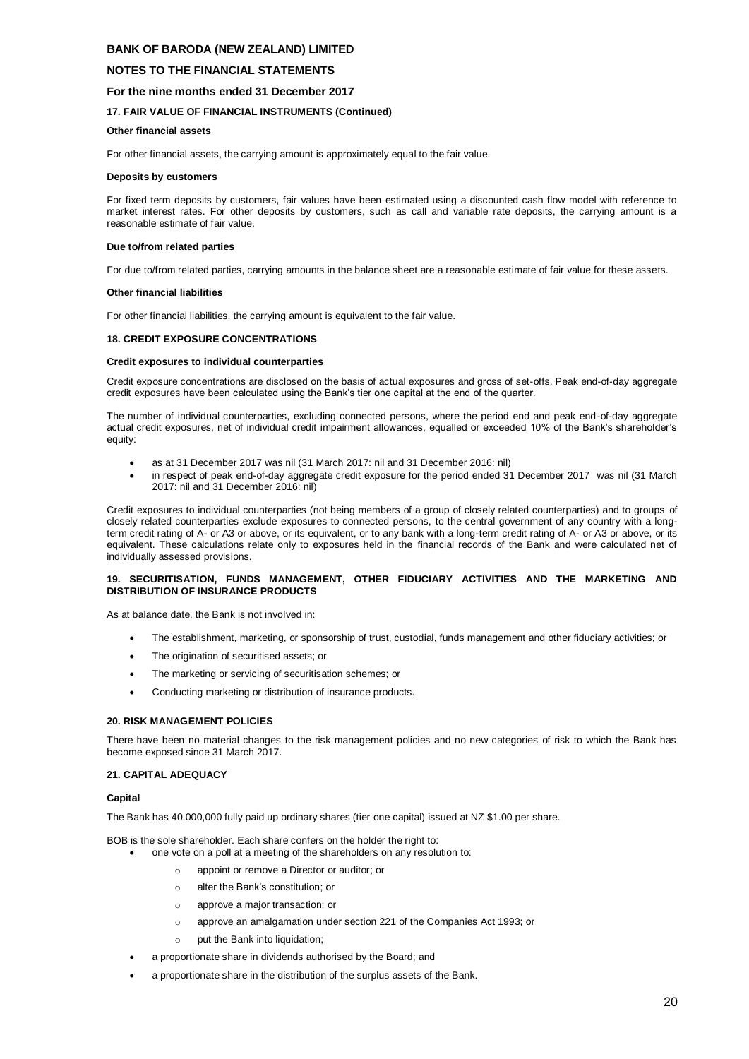# BANK OF BARODA (NEW ZEALAND) LIMITED

## NOTES TO THE FINANCIAL STATEMENTS

### For the nine months ended 31 December 2017

#### 17. FAIR VALUE OF FINANCIAL INSTRUMENTS (Continued)

**Other financial assets**

For other financial assets, the carrying amount is approximately equal to the fair value.

**Deposits by customers**

For fixed term deposits by customers, fair values have been estimated using a discounted cash flow model with reference to market interest rates. For other deposits by customers, such as call and variable rate deposits, the carrying amount is a reasonable estimate of fair value.

**Due to/from related parties**

For due to/from related parties, carrying amounts in the balance sheet are a reasonable estimate of fair value for these assets.

**Other financial liabilities**

For other financial liabilities, the carrying amount is equivalent to the fair value.

#### 18. CREDIT EXPOSURE CONCENTRATIONS

**Credit exposures to individual counterparties**

Credit exposure concentrations are disclosed on the basis of actual exposures and gross of set-offs. Peak end-of-day aggregate credit exposures have been calculated using the Bank's tier one capital at the end of the quarter.

The number of individual counterparties, excluding connected persons, where the period end and peak end-of-day aggregate actual credit exposures, net of individual credit impairment allowances, equalled or exceeded 10% of the Bank's shareholder's equity:

- as at 31 December 2017 was nil (31 March 2017: nil and 31 December 2016: nil)
- in respect of peak end-of-day aggregate credit exposure for the period ended 31 December 2017 was nil (31 March 2017: nil and 31 December 2016: nil)

Credit exposures to individual counterparties (not being members of a group of closely related counterparties) and to groups of closely related counterparties exclude exposures to connected persons, to the central government of any country with a long-term credit rating of A- or A3 or above, or its equivalent, or to any bank with a long-term credit rating of A- or A3 or above, or its equivalent. These calculations relate only to exposures held in the financial records of the Bank and were calculated net of individually assessed provisions.

#### 19. SECURITISATION, FUNDS MANAGEMENT, OTHER FIDUCIARY ACTIVITIES AND THE MARKETING AND DISTRIBUTION OF INSURANCE PRODUCTS

As at balance date, the Bank is not involved in:

- The establishment, marketing, or sponsorship of trust, custodial, funds management and other fiduciary activities; or
- The origination of securitised assets; or
- The marketing or servicing of securitisation schemes; or
- Conducting marketing or distribution of insurance products.

#### 20. RISK MANAGEMENT POLICIES

There have been no material changes to the risk management policies and no new categories of risk to which the Bank has become exposed since 31 March 2017.

#### 21. CAPITAL ADEQUACY

**Capital**

The Bank has 40,000,000 fully paid up ordinary shares (tier one capital) issued at NZ $1.00 per share.

BOB is the sole shareholder. Each share confers on the holder the right to:

- one vote on a poll at a meeting of the shareholders on any resolution to:
    - appoint or remove a Director or auditor; or
    - alter the Bank's constitution; or
    - approve a major transaction; or
    - approve an amalgamation under section 221 of the Companies Act 1993; or
    - put the Bank into liquidation;
- a proportionate share in dividends authorised by the Board; and
- a proportionate share in the distribution of the surplus assets of the Bank.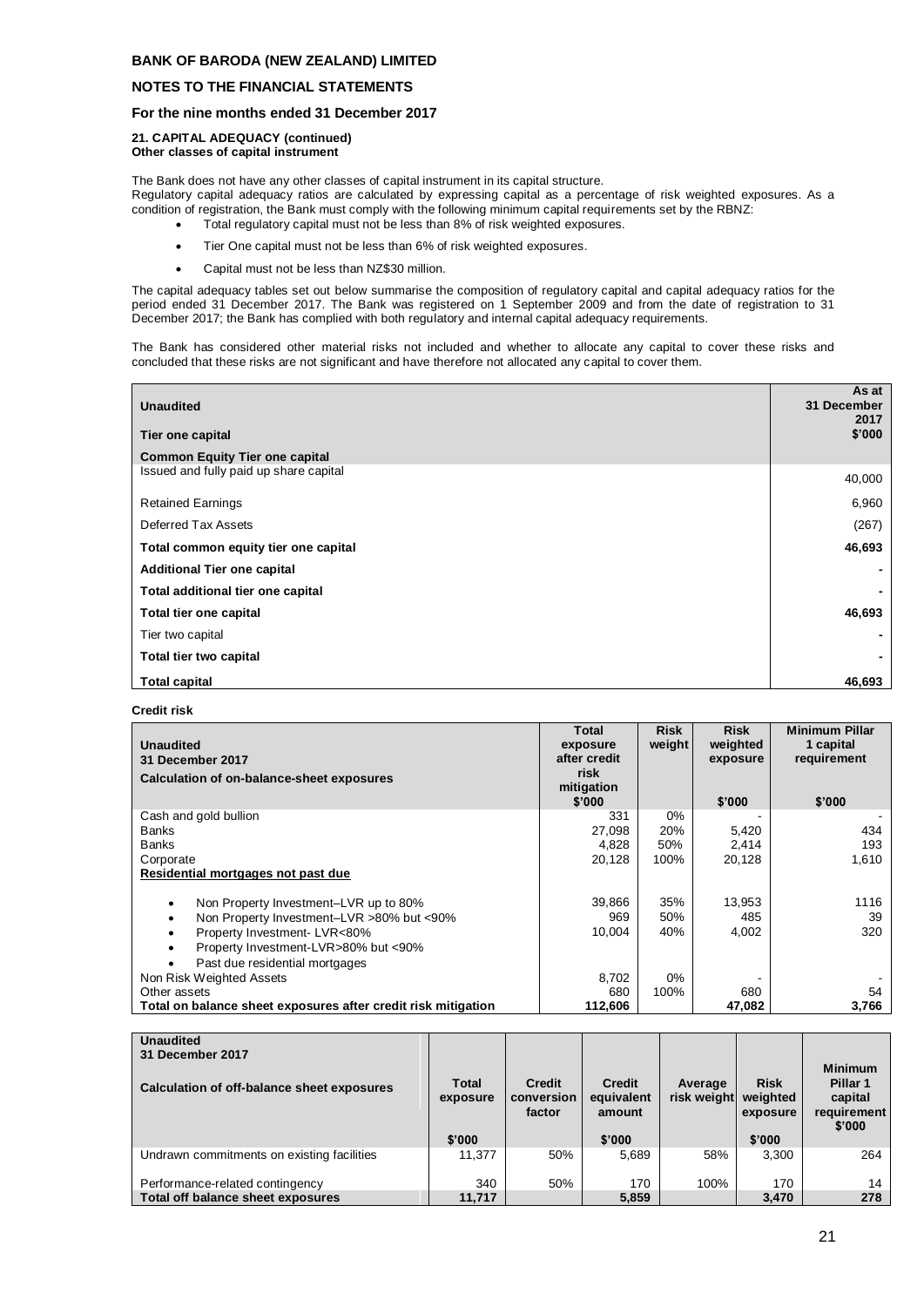**BANK OF BARODA (NEW ZEALAND) LIMITED**

**NOTES TO THE FINANCIAL STATEMENTS**

**For the nine months ended 31 December 2017**

**21. CAPITAL ADEQUACY (continued)**
**Other classes of capital instrument**

The Bank does not have any other classes of capital instrument in its capital structure.
Regulatory capital adequacy ratios are calculated by expressing capital as a percentage of risk weighted exposures. As a condition of registration, the Bank must comply with the following minimum capital requirements set by the RBNZ:

- Total regulatory capital must not be less than 8% of risk weighted exposures.
- Tier One capital must not be less than 6% of risk weighted exposures.
- Capital must not be less than NZ$30 million.

The capital adequacy tables set out below summarise the composition of regulatory capital and capital adequacy ratios for the period ended 31 December 2017. The Bank was registered on 1 September 2009 and from the date of registration to 31 December 2017; the Bank has complied with both regulatory and internal capital adequacy requirements.

The Bank has considered other material risks not included and whether to allocate any capital to cover these risks and concluded that these risks are not significant and have therefore not allocated any capital to cover them.

| Unaudited<br>Tier one capital | As at 31 December 2017<br>$'000 |
|---|---|
| **Common Equity Tier one capital** | |
| Issued and fully paid up share capital | 40,000 |
| Retained Earnings | 6,960 |
| Deferred Tax Assets | (267) |
| **Total common equity tier one capital** | **46,693** |
| **Additional Tier one capital** | - |
| **Total additional tier one capital** | - |
| **Total tier one capital** | **46,693** |
| Tier two capital | - |
| **Total tier two capital** | - |
| **Total capital** | **46,693** |

**Credit risk**

| Unaudited<br>31 December 2017<br>Calculation of on-balance-sheet exposures | Total exposure after credit risk mitigation<br>$'000 | Risk weight | Risk weighted exposure<br>$'000 | Minimum Pillar 1 capital requirement<br>$'000 |
|---|---|---|---|---|
| Cash and gold bullion | 331 | 0% | - | - |
| Banks | 27,098 | 20% | 5,420 | 434 |
| Banks | 4,828 | 50% | 2,414 | 193 |
| Corporate | 20,128 | 100% | 20,128 | 1,610 |
| **Residential mortgages not past due** | | | | |
| • Non Property Investment–LVR up to 80% | 39,866 | 35% | 13,953 | 1116 |
| • Non Property Investment–LVR >80% but <90% | 969 | 50% | 485 | 39 |
| • Property Investment- LVR<80% | 10,004 | 40% | 4,002 | 320 |
| • Property Investment-LVR>80% but <90% | | | | |
| • Past due residential mortgages | | | | |
| Non Risk Weighted Assets | 8,702 | 0% | - | - |
| Other assets | 680 | 100% | 680 | 54 |
| **Total on balance sheet exposures after credit risk mitigation** | **112,606** | | **47,082** | **3,766** |

| Unaudited<br>31 December 2017<br>Calculation of off-balance sheet exposures | Total exposure<br>$'000 | Credit conversion factor | Credit equivalent amount<br>$'000 | Average risk weight | Risk weighted exposure<br>$'000 | Minimum Pillar 1 capital requirement<br>$'000 |
|---|---|---|---|---|---|---|
| Undrawn commitments on existing facilities | 11,377 | 50% | 5,689 | 58% | 3,300 | 264 |
| Performance-related contingency | 340 | 50% | 170 | 100% | 170 | 14 |
| **Total off balance sheet exposures** | **11,717** | | **5,859** | | **3,470** | **278** |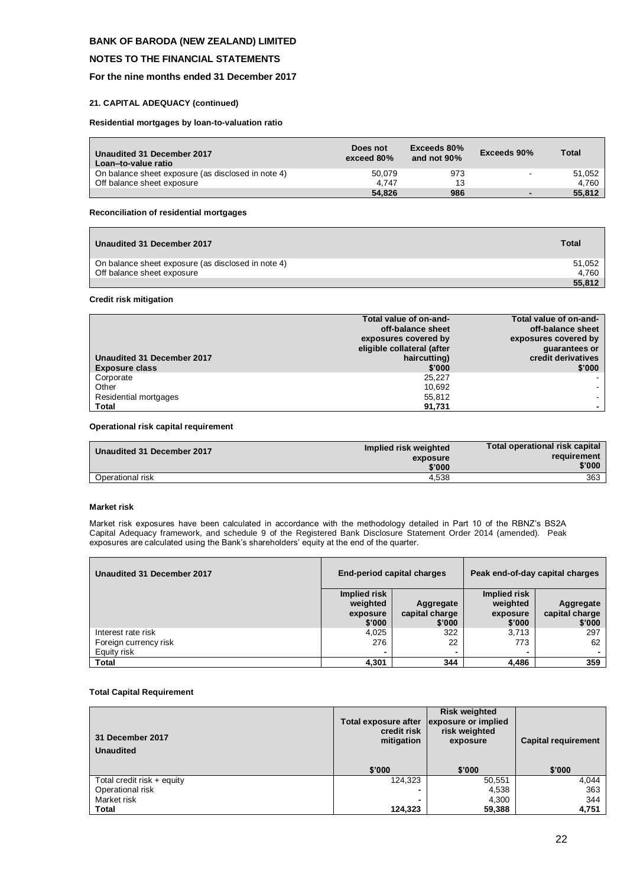**BANK OF BARODA (NEW ZEALAND) LIMITED**

**NOTES TO THE FINANCIAL STATEMENTS**

**For the nine months ended 31 December 2017**

#### 21. CAPITAL ADEQUACY (continued)

**Residential mortgages by loan-to-valuation ratio**

| Unaudited 31 December 2017<br>Loan–to-value ratio | Does not exceed 80% | Exceeds 80% and not 90% | Exceeds 90% | Total |
|---|---|---|---|---|
| On balance sheet exposure (as disclosed in note 4) | 50,079 | 973 | - | 51,052 |
| Off balance sheet exposure | 4,747 | 13 | | 4,760 |
| | **54,826** | **986** | **-** | **55,812** |

**Reconciliation of residential mortgages**

| Unaudited 31 December 2017 | Total |
|---|---|
| On balance sheet exposure (as disclosed in note 4) | 51,052 |
| Off balance sheet exposure | 4,760 |
| | **55,812** |

**Credit risk mitigation**

| Unaudited 31 December 2017<br>Exposure class | Total value of on-and-off-balance sheet exposures covered by eligible collateral (after haircutting)<br>$'000 | Total value of on-and-off-balance sheet exposures covered by guarantees or credit derivatives<br>$'000 |
|---|---|---|
| Corporate | 25,227 | - |
| Other | 10,692 | - |
| Residential mortgages | 55,812 | - |
| **Total** | **91,731** | **-** |

**Operational risk capital requirement**

| Unaudited 31 December 2017 | Implied risk weighted exposure<br>$'000 | Total operational risk capital requirement<br>$'000 |
|---|---|---|
| Operational risk | 4,538 | 363 |

**Market risk**

Market risk exposures have been calculated in accordance with the methodology detailed in Part 10 of the RBNZ's BS2A Capital Adequacy framework, and schedule 9 of the Registered Bank Disclosure Statement Order 2014 (amended). Peak exposures are calculated using the Bank's shareholders' equity at the end of the quarter.

| Unaudited 31 December 2017 | End-period capital charges | | Peak end-of-day capital charges | |
|---|---|---|---|---|
| | Implied risk weighted exposure<br>$'000 | Aggregate capital charge<br>$'000 | Implied risk weighted exposure<br>$'000 | Aggregate capital charge<br>$'000 |
| Interest rate risk | 4,025 | 322 | 3,713 | 297 |
| Foreign currency risk | 276 | 22 | 773 | 62 |
| Equity risk | - | - | - | - |
| **Total** | **4,301** | **344** | **4,486** | **359** |

**Total Capital Requirement**

| 31 December 2017<br>Unaudited | Total exposure after credit risk mitigation<br>$'000 | Risk weighted exposure or implied risk weighted exposure<br>$'000 | Capital requirement<br>$'000 |
|---|---|---|---|
| Total credit risk + equity | 124,323 | 50,551 | 4,044 |
| Operational risk | - | 4,538 | 363 |
| Market risk | - | 4,300 | 344 |
| **Total** | **124,323** | **59,388** | **4,751** |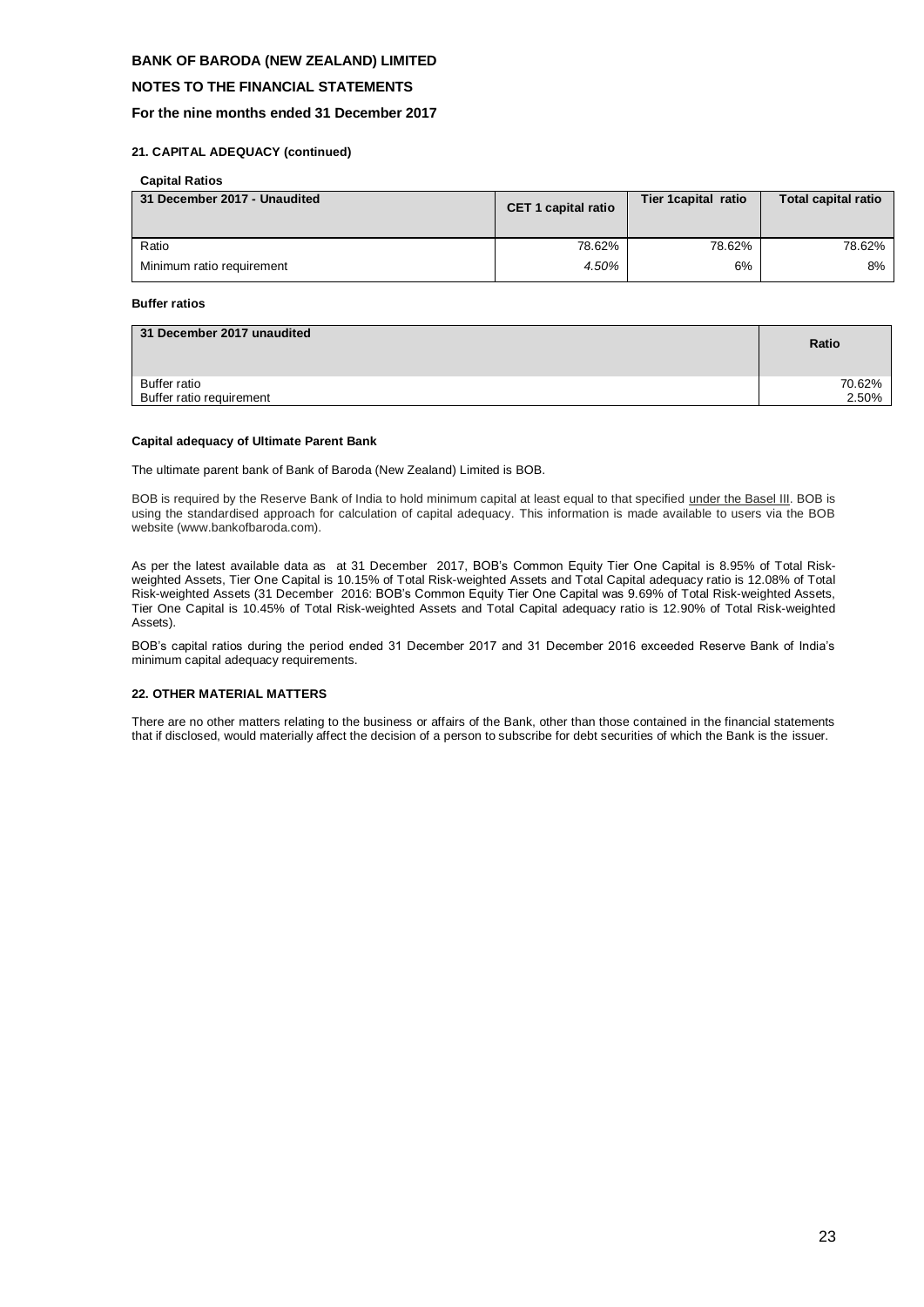**BANK OF BARODA (NEW ZEALAND) LIMITED**

**NOTES TO THE FINANCIAL STATEMENTS**

**For the nine months ended 31 December 2017**

### 21. CAPITAL ADEQUACY (continued)

**Capital Ratios**

| 31 December 2017 - Unaudited | CET 1 capital ratio | Tier 1capital ratio | Total capital ratio |
|---|---|---|---|
| Ratio | 78.62% | 78.62% | 78.62% |
| Minimum ratio requirement | *4.50%* | 6% | 8% |

**Buffer ratios**

| 31 December 2017 unaudited | Ratio |
|---|---|
| Buffer ratio | 70.62% |
| Buffer ratio requirement | 2.50% |

**Capital adequacy of Ultimate Parent Bank**

The ultimate parent bank of Bank of Baroda (New Zealand) Limited is BOB.

BOB is required by the Reserve Bank of India to hold minimum capital at least equal to that specified under the Basel III. BOB is using the standardised approach for calculation of capital adequacy. This information is made available to users via the BOB website (www.bankofbaroda.com).

As per the latest available data as at 31 December 2017, BOB's Common Equity Tier One Capital is 8.95% of Total Risk-weighted Assets, Tier One Capital is 10.15% of Total Risk-weighted Assets and Total Capital adequacy ratio is 12.08% of Total Risk-weighted Assets (31 December 2016: BOB's Common Equity Tier One Capital was 9.69% of Total Risk-weighted Assets, Tier One Capital is 10.45% of Total Risk-weighted Assets and Total Capital adequacy ratio is 12.90% of Total Risk-weighted Assets).

BOB's capital ratios during the period ended 31 December 2017 and 31 December 2016 exceeded Reserve Bank of India's minimum capital adequacy requirements.

### 22. OTHER MATERIAL MATTERS

There are no other matters relating to the business or affairs of the Bank, other than those contained in the financial statements that if disclosed, would materially affect the decision of a person to subscribe for debt securities of which the Bank is the issuer.